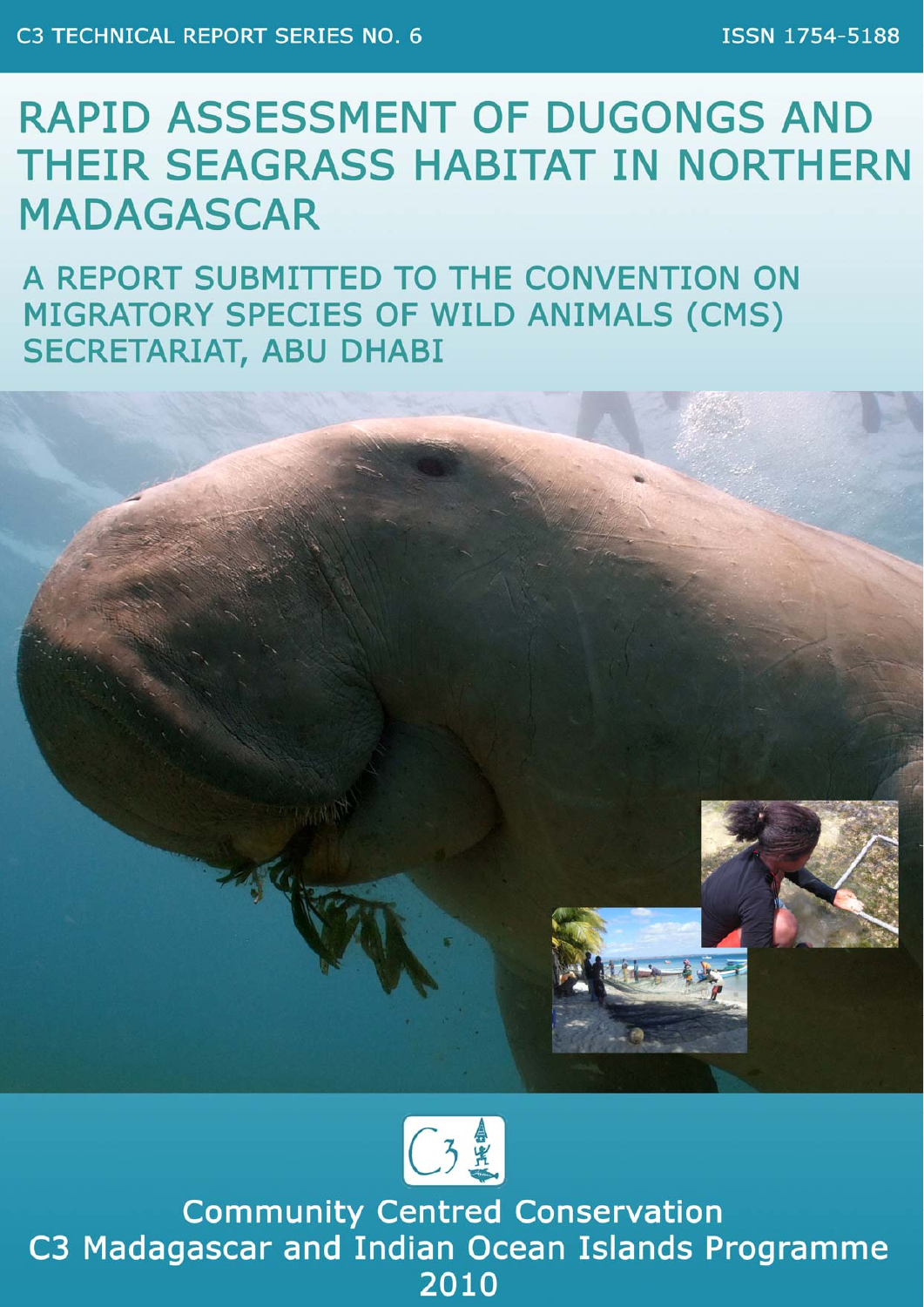C3 TECHNICAL REPORT SERIES NO. 6

ISSN 1754-5188

# RAPID ASSESSMENT OF DUGONGS AND THEIR SEAGRASS HABITAT IN NORTHERN MADAGASCAR

## A REPORT SUBMITTED TO THE CONVENTION ON MIGRATORY SPECIES OF WILD ANIMALS (CMS) SECRETARIAT, ABU DHABI

Community Centred Conservation

C3 Madagascar and Indian Ocean Islands Programme

2010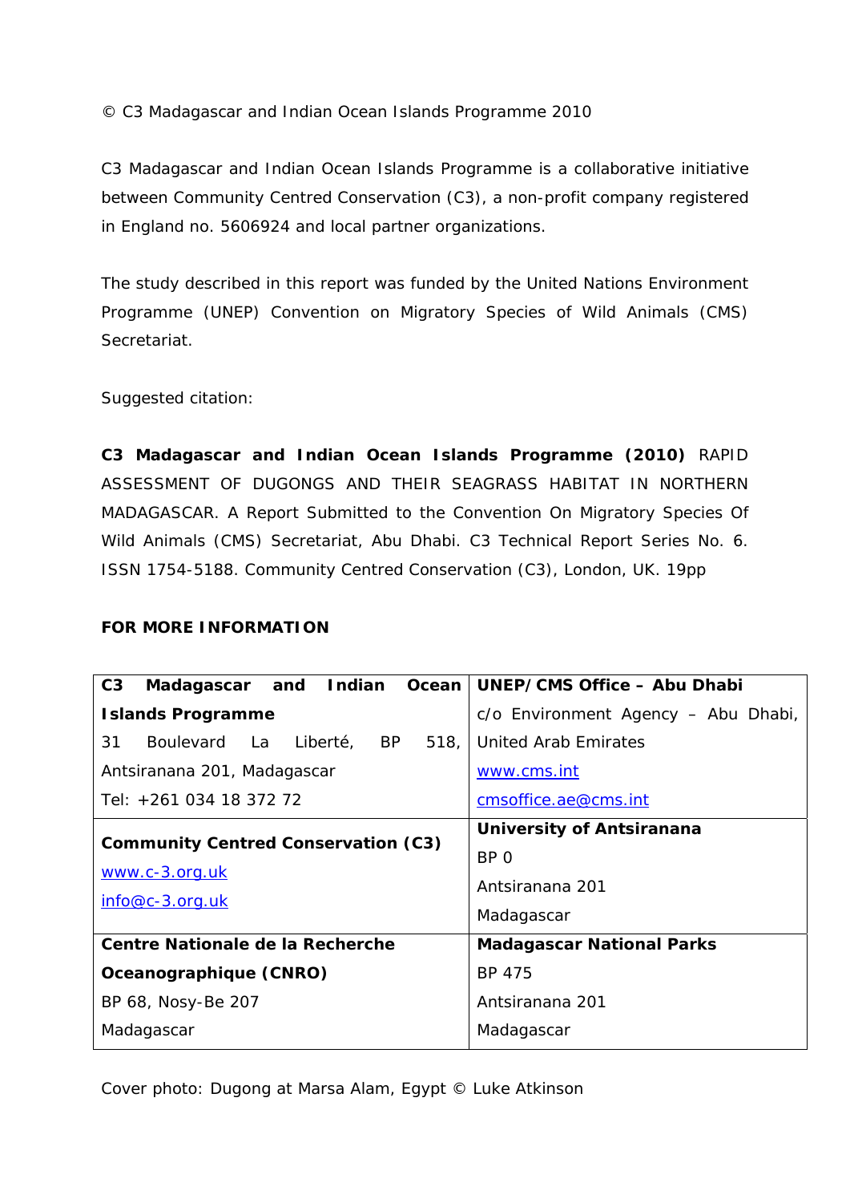© C3 Madagascar and Indian Ocean Islands Programme 2010

C3 Madagascar and Indian Ocean Islands Programme is a collaborative initiative between Community Centred Conservation (C3), a non-profit company registered in England no. 5606924 and local partner organizations.

The study described in this report was funded by the United Nations Environment Programme (UNEP) Convention on Migratory Species of Wild Animals (CMS) Secretariat.

Suggested citation:

**C3 Madagascar and Indian Ocean Islands Programme (2010)** RAPID ASSESSMENT OF DUGONGS AND THEIR SEAGRASS HABITAT IN NORTHERN MADAGASCAR. A Report Submitted to the Convention On Migratory Species Of Wild Animals (CMS) Secretariat, Abu Dhabi. C3 Technical Report Series No. 6. ISSN 1754-5188. Community Centred Conservation (C3), London, UK. 19pp

**FOR MORE INFORMATION**

| | |
|---|---|
| **C3 Madagascar and Indian Ocean Islands Programme**<br>31 Boulevard La Liberté, BP 518, Antsiranana 201, Madagascar<br>Tel: +261 034 18 372 72 | **UNEP/CMS Office – Abu Dhabi**<br>c/o Environment Agency – Abu Dhabi, United Arab Emirates<br>www.cms.int<br>cmsoffice.ae@cms.int |
| **Community Centred Conservation (C3)**<br>www.c-3.org.uk<br>info@c-3.org.uk | **University of Antsiranana**<br>BP 0<br>Antsiranana 201<br>Madagascar |
| **Centre Nationale de la Recherche Oceanographique (CNRO)**<br>BP 68, Nosy-Be 207<br>Madagascar | **Madagascar National Parks**<br>BP 475<br>Antsiranana 201<br>Madagascar |

Cover photo: Dugong at Marsa Alam, Egypt © Luke Atkinson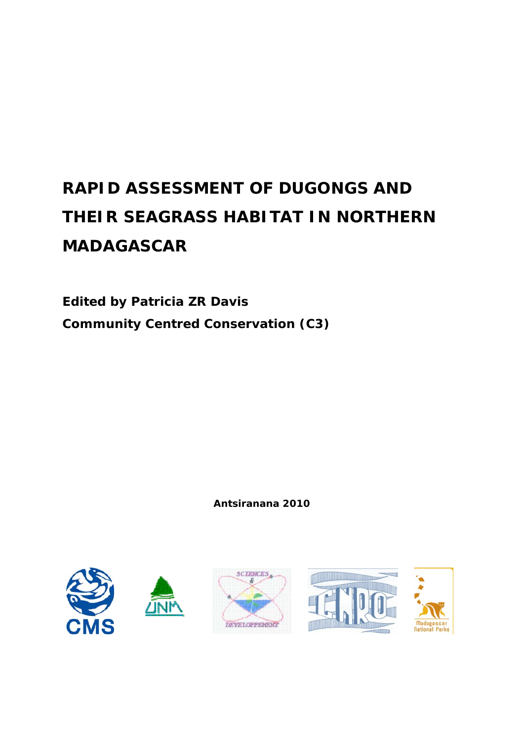# RAPID ASSESSMENT OF DUGONGS AND THEIR SEAGRASS HABITAT IN NORTHERN MADAGASCAR

**Edited by Patricia ZR Davis**

**Community Centred Conservation (C3)**

**Antsiranana 2010**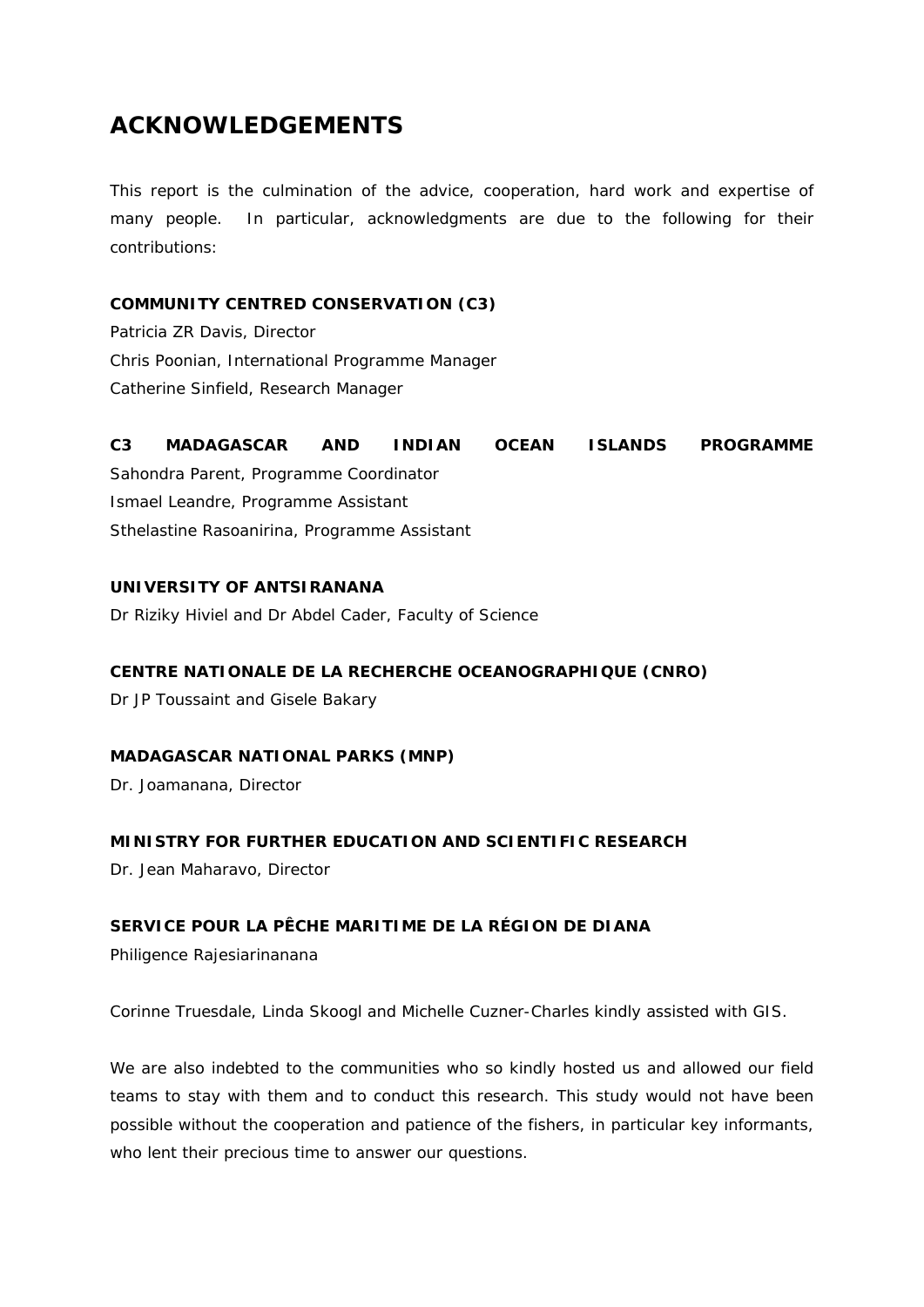# ACKNOWLEDGEMENTS

This report is the culmination of the advice, cooperation, hard work and expertise of many people. In particular, acknowledgments are due to the following for their contributions:

**COMMUNITY CENTRED CONSERVATION (C3)**
Patricia ZR Davis, Director
Chris Poonian, International Programme Manager
Catherine Sinfield, Research Manager

**C3 MADAGASCAR AND INDIAN OCEAN ISLANDS PROGRAMME**
Sahondra Parent, Programme Coordinator
Ismael Leandre, Programme Assistant
Sthelastine Rasoanirina, Programme Assistant

**UNIVERSITY OF ANTSIRANANA**
Dr Riziky Hiviel and Dr Abdel Cader, Faculty of Science

**CENTRE NATIONALE DE LA RECHERCHE OCEANOGRAPHIQUE (CNRO)**
Dr JP Toussaint and Gisele Bakary

**MADAGASCAR NATIONAL PARKS (MNP)**
Dr. Joamanana, Director

**MINISTRY FOR FURTHER EDUCATION AND SCIENTIFIC RESEARCH**
Dr. Jean Maharavo, Director

**SERVICE POUR LA PÊCHE MARITIME DE LA RÉGION DE DIANA**
Philigence Rajesiarinanana

Corinne Truesdale, Linda Skoogl and Michelle Cuzner-Charles kindly assisted with GIS.

We are also indebted to the communities who so kindly hosted us and allowed our field teams to stay with them and to conduct this research. This study would not have been possible without the cooperation and patience of the fishers, in particular key informants, who lent their precious time to answer our questions.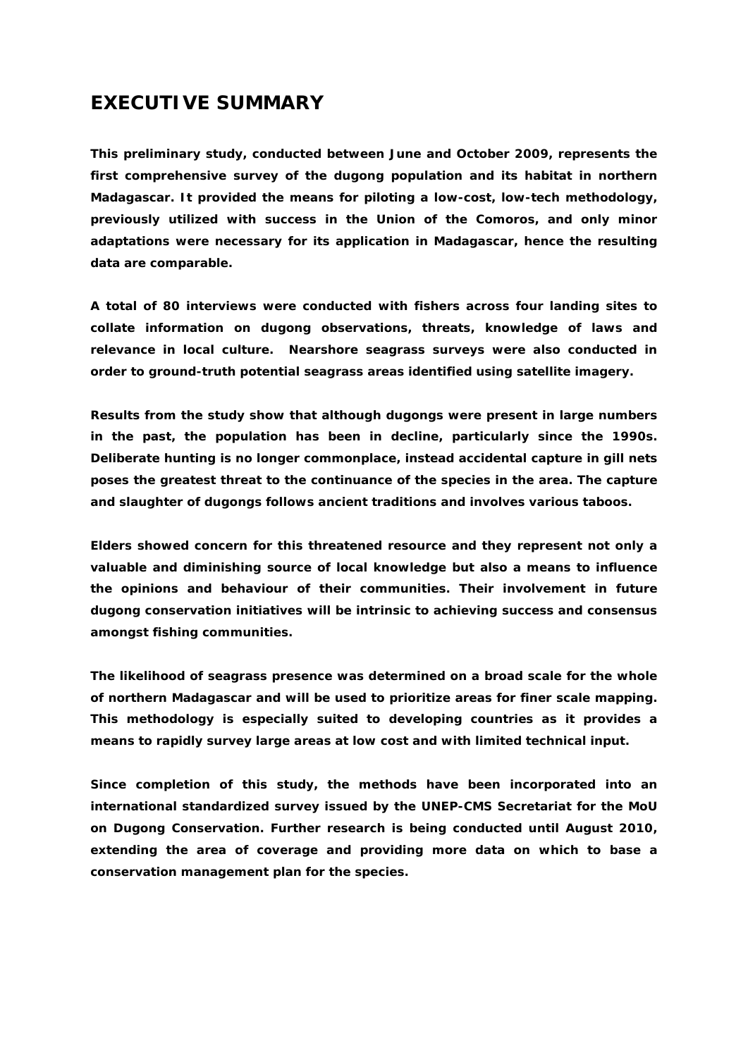# EXECUTIVE SUMMARY

**This preliminary study, conducted between June and October 2009, represents the first comprehensive survey of the dugong population and its habitat in northern Madagascar. It provided the means for piloting a low-cost, low-tech methodology, previously utilized with success in the Union of the Comoros, and only minor adaptations were necessary for its application in Madagascar, hence the resulting data are comparable.**

**A total of 80 interviews were conducted with fishers across four landing sites to collate information on dugong observations, threats, knowledge of laws and relevance in local culture. Nearshore seagrass surveys were also conducted in order to ground-truth potential seagrass areas identified using satellite imagery.**

**Results from the study show that although dugongs were present in large numbers in the past, the population has been in decline, particularly since the 1990s. Deliberate hunting is no longer commonplace, instead accidental capture in gill nets poses the greatest threat to the continuance of the species in the area. The capture and slaughter of dugongs follows ancient traditions and involves various taboos.**

**Elders showed concern for this threatened resource and they represent not only a valuable and diminishing source of local knowledge but also a means to influence the opinions and behaviour of their communities. Their involvement in future dugong conservation initiatives will be intrinsic to achieving success and consensus amongst fishing communities.**

**The likelihood of seagrass presence was determined on a broad scale for the whole of northern Madagascar and will be used to prioritize areas for finer scale mapping. This methodology is especially suited to developing countries as it provides a means to rapidly survey large areas at low cost and with limited technical input.**

**Since completion of this study, the methods have been incorporated into an international standardized survey issued by the UNEP-CMS Secretariat for the MoU on Dugong Conservation. Further research is being conducted until August 2010, extending the area of coverage and providing more data on which to base a conservation management plan for the species.**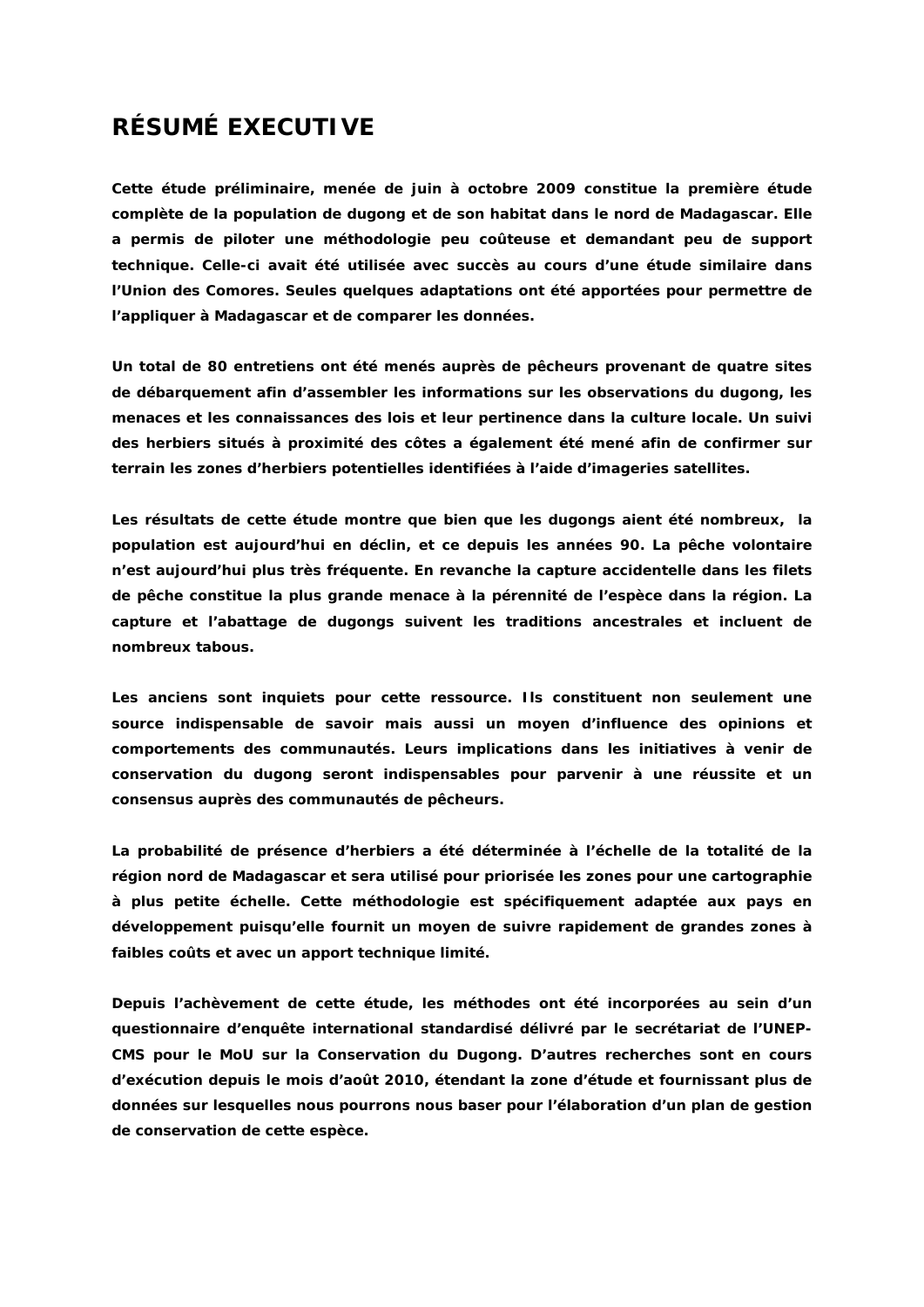# RÉSUMÉ EXECUTIVE

**Cette étude préliminaire, menée de juin à octobre 2009 constitue la première étude complète de la population de dugong et de son habitat dans le nord de Madagascar. Elle a permis de piloter une méthodologie peu coûteuse et demandant peu de support technique. Celle-ci avait été utilisée avec succès au cours d'une étude similaire dans l'Union des Comores. Seules quelques adaptations ont été apportées pour permettre de l'appliquer à Madagascar et de comparer les données.**

**Un total de 80 entretiens ont été menés auprès de pêcheurs provenant de quatre sites de débarquement afin d'assembler les informations sur les observations du dugong, les menaces et les connaissances des lois et leur pertinence dans la culture locale. Un suivi des herbiers situés à proximité des côtes a également été mené afin de confirmer sur terrain les zones d'herbiers potentielles identifiées à l'aide d'imageries satellites.**

**Les résultats de cette étude montre que bien que les dugongs aient été nombreux, la population est aujourd'hui en déclin, et ce depuis les années 90. La pêche volontaire n'est aujourd'hui plus très fréquente. En revanche la capture accidentelle dans les filets de pêche constitue la plus grande menace à la pérennité de l'espèce dans la région. La capture et l'abattage de dugongs suivent les traditions ancestrales et incluent de nombreux tabous.**

**Les anciens sont inquiets pour cette ressource. Ils constituent non seulement une source indispensable de savoir mais aussi un moyen d'influence des opinions et comportements des communautés. Leurs implications dans les initiatives à venir de conservation du dugong seront indispensables pour parvenir à une réussite et un consensus auprès des communautés de pêcheurs.**

**La probabilité de présence d'herbiers a été déterminée à l'échelle de la totalité de la région nord de Madagascar et sera utilisé pour priorisée les zones pour une cartographie à plus petite échelle. Cette méthodologie est spécifiquement adaptée aux pays en développement puisqu'elle fournit un moyen de suivre rapidement de grandes zones à faibles coûts et avec un apport technique limité.**

**Depuis l'achèvement de cette étude, les méthodes ont été incorporées au sein d'un questionnaire d'enquête international standardisé délivré par le secrétariat de l'UNEP-CMS pour le MoU sur la Conservation du Dugong. D'autres recherches sont en cours d'exécution depuis le mois d'août 2010, étendant la zone d'étude et fournissant plus de données sur lesquelles nous pourrons nous baser pour l'élaboration d'un plan de gestion de conservation de cette espèce.**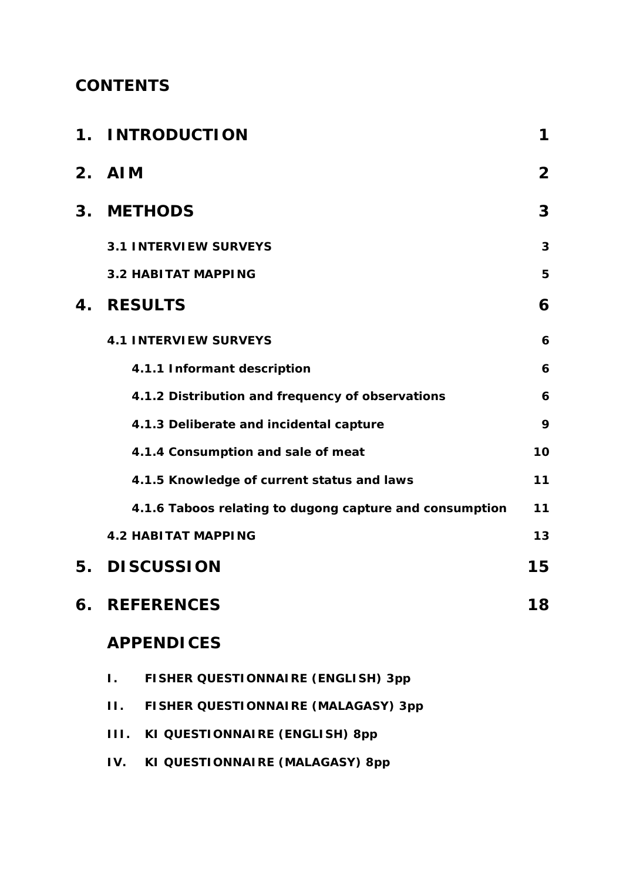## CONTENTS

| | | |
|---|---|---|
| **1.** | **INTRODUCTION** | **1** |
| **2.** | **AIM** | **2** |
| **3.** | **METHODS** | **3** |
| | **3.1 INTERVIEW SURVEYS** | **3** |
| | **3.2 HABITAT MAPPING** | **5** |
| **4.** | **RESULTS** | **6** |
| | **4.1 INTERVIEW SURVEYS** | **6** |
| | **4.1.1 Informant description** | **6** |
| | **4.1.2 Distribution and frequency of observations** | **6** |
| | **4.1.3 Deliberate and incidental capture** | **9** |
| | **4.1.4 Consumption and sale of meat** | **10** |
| | **4.1.5 Knowledge of current status and laws** | **11** |
| | **4.1.6 Taboos relating to dugong capture and consumption** | **11** |
| | **4.2 HABITAT MAPPING** | **13** |
| **5.** | **DISCUSSION** | **15** |
| **6.** | **REFERENCES** | **18** |
| | **APPENDICES** | |
| | **I. FISHER QUESTIONNAIRE (ENGLISH) 3pp** | |
| | **II. FISHER QUESTIONNAIRE (MALAGASY) 3pp** | |
| | **III. KI QUESTIONNAIRE (ENGLISH) 8pp** | |
| | **IV. KI QUESTIONNAIRE (MALAGASY) 8pp** | |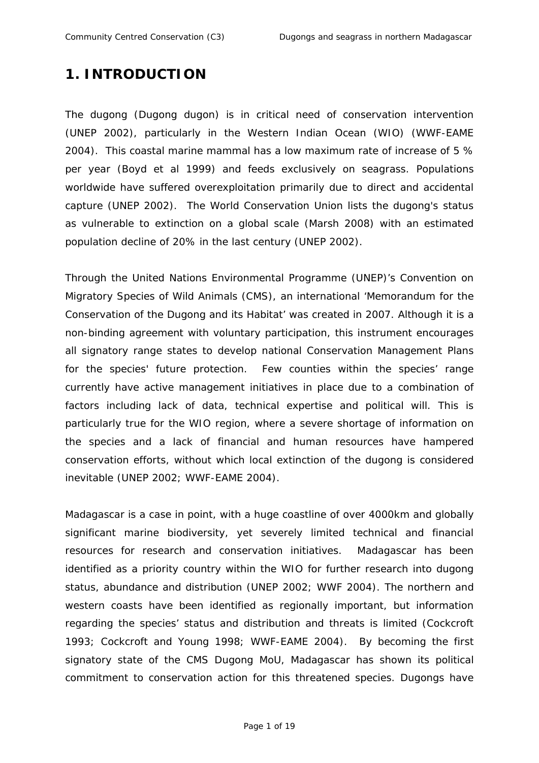# 1. INTRODUCTION

The dugong (Dugong dugon) is in critical need of conservation intervention (UNEP 2002), particularly in the Western Indian Ocean (WIO) (WWF-EAME 2004). This coastal marine mammal has a low maximum rate of increase of 5 % per year (Boyd et al 1999) and feeds exclusively on seagrass. Populations worldwide have suffered overexploitation primarily due to direct and accidental capture (UNEP 2002). The World Conservation Union lists the dugong's status as vulnerable to extinction on a global scale (Marsh 2008) with an estimated population decline of 20% in the last century (UNEP 2002).

Through the United Nations Environmental Programme (UNEP)'s Convention on Migratory Species of Wild Animals (CMS), an international 'Memorandum for the Conservation of the Dugong and its Habitat' was created in 2007. Although it is a non-binding agreement with voluntary participation, this instrument encourages all signatory range states to develop national Conservation Management Plans for the species' future protection. Few counties within the species' range currently have active management initiatives in place due to a combination of factors including lack of data, technical expertise and political will. This is particularly true for the WIO region, where a severe shortage of information on the species and a lack of financial and human resources have hampered conservation efforts, without which local extinction of the dugong is considered inevitable (UNEP 2002; WWF-EAME 2004).

Madagascar is a case in point, with a huge coastline of over 4000km and globally significant marine biodiversity, yet severely limited technical and financial resources for research and conservation initiatives. Madagascar has been identified as a priority country within the WIO for further research into dugong status, abundance and distribution (UNEP 2002; WWF 2004). The northern and western coasts have been identified as regionally important, but information regarding the species' status and distribution and threats is limited (Cockcroft 1993; Cockcroft and Young 1998; WWF-EAME 2004). By becoming the first signatory state of the CMS Dugong MoU, Madagascar has shown its political commitment to conservation action for this threatened species. Dugongs have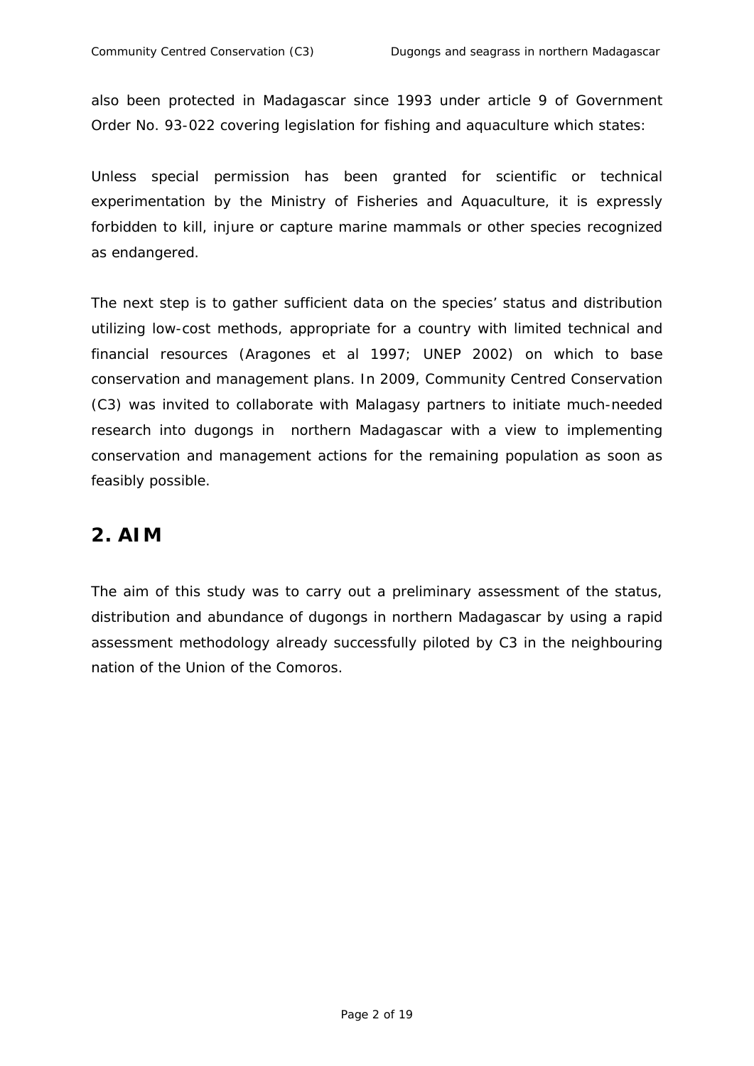also been protected in Madagascar since 1993 under article 9 of Government Order No. 93-022 covering legislation for fishing and aquaculture which states:

Unless special permission has been granted for scientific or technical experimentation by the Ministry of Fisheries and Aquaculture, it is expressly forbidden to kill, injure or capture marine mammals or other species recognized as endangered.

The next step is to gather sufficient data on the species' status and distribution utilizing low-cost methods, appropriate for a country with limited technical and financial resources (Aragones et al 1997; UNEP 2002) on which to base conservation and management plans. In 2009, Community Centred Conservation (C3) was invited to collaborate with Malagasy partners to initiate much-needed research into dugongs in northern Madagascar with a view to implementing conservation and management actions for the remaining population as soon as feasibly possible.

## 2. AIM

The aim of this study was to carry out a preliminary assessment of the status, distribution and abundance of dugongs in northern Madagascar by using a rapid assessment methodology already successfully piloted by C3 in the neighbouring nation of the Union of the Comoros.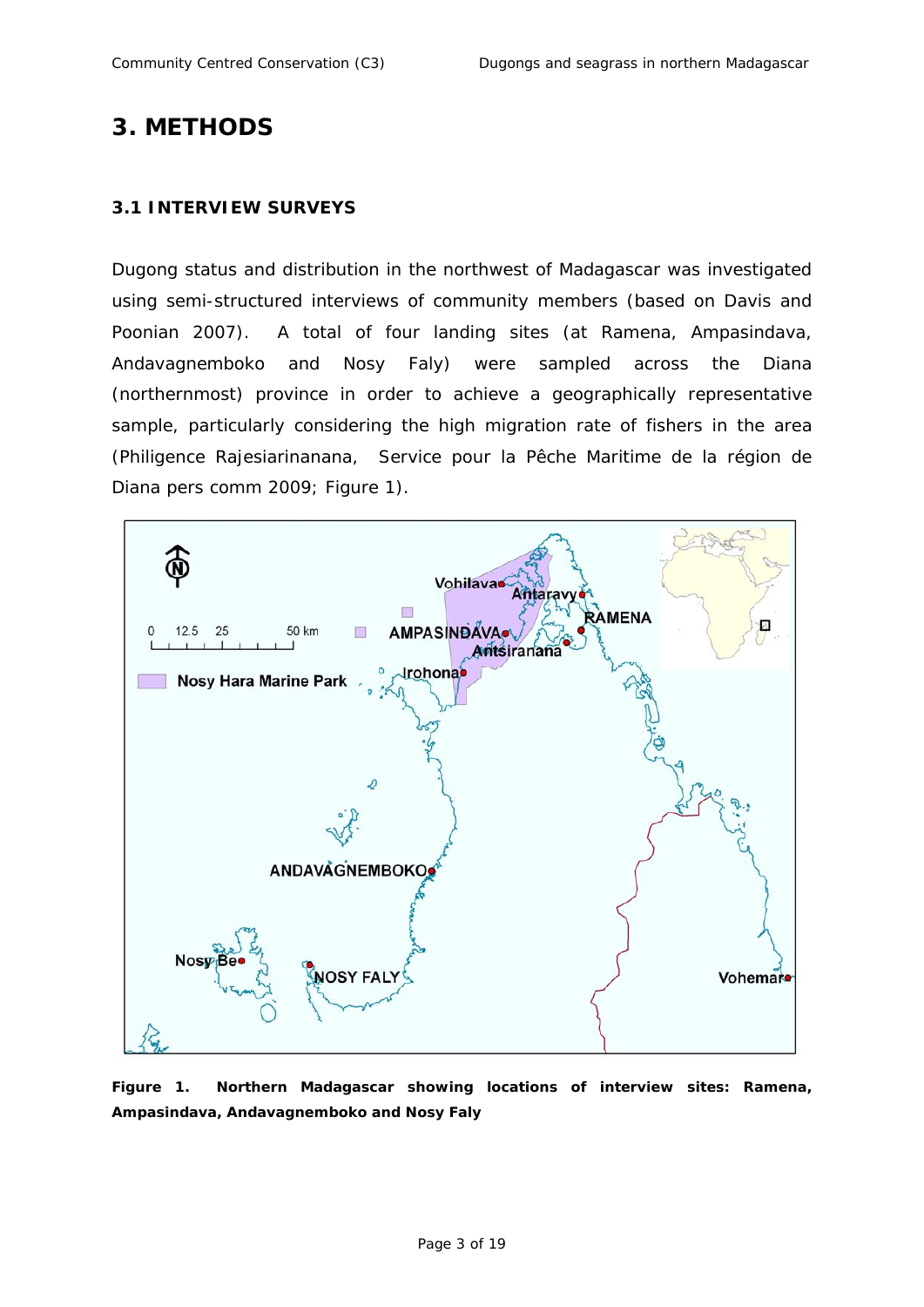# 3. METHODS

## 3.1 INTERVIEW SURVEYS

Dugong status and distribution in the northwest of Madagascar was investigated using semi-structured interviews of community members (based on Davis and Poonian 2007). A total of four landing sites (at Ramena, Ampasindava, Andavagnemboko and Nosy Faly) were sampled across the Diana (northernmost) province in order to achieve a geographically representative sample, particularly considering the high migration rate of fishers in the area (Philigence Rajesiarinanana, Service pour la Pêche Maritime de la région de Diana pers comm 2009; Figure 1).

**Figure 1. Northern Madagascar showing locations of interview sites: Ramena, Ampasindava, Andavagnemboko and Nosy Faly**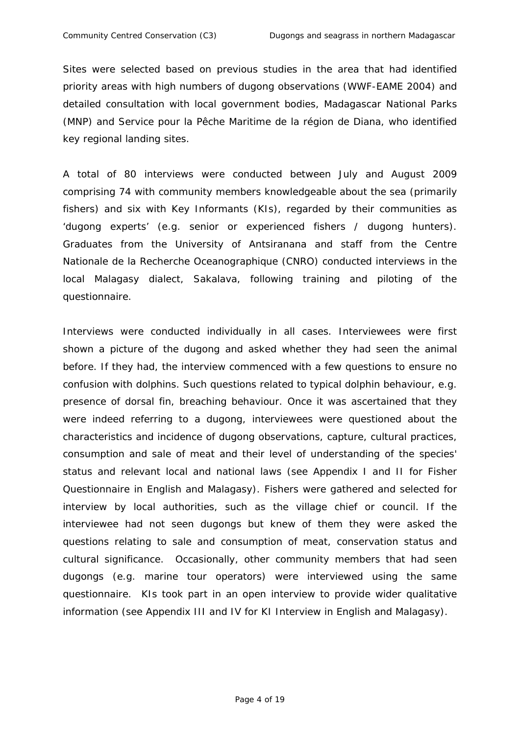Sites were selected based on previous studies in the area that had identified priority areas with high numbers of dugong observations (WWF-EAME 2004) and detailed consultation with local government bodies, Madagascar National Parks (MNP) and Service pour la Pêche Maritime de la région de Diana, who identified key regional landing sites.

A total of 80 interviews were conducted between July and August 2009 comprising 74 with community members knowledgeable about the sea (primarily fishers) and six with Key Informants (KIs), regarded by their communities as 'dugong experts' (e.g. senior or experienced fishers / dugong hunters). Graduates from the University of Antsiranana and staff from the Centre Nationale de la Recherche Oceanographique (CNRO) conducted interviews in the local Malagasy dialect, Sakalava, following training and piloting of the questionnaire.

Interviews were conducted individually in all cases. Interviewees were first shown a picture of the dugong and asked whether they had seen the animal before. If they had, the interview commenced with a few questions to ensure no confusion with dolphins. Such questions related to typical dolphin behaviour, e.g. presence of dorsal fin, breaching behaviour. Once it was ascertained that they were indeed referring to a dugong, interviewees were questioned about the characteristics and incidence of dugong observations, capture, cultural practices, consumption and sale of meat and their level of understanding of the species' status and relevant local and national laws (see Appendix I and II for Fisher Questionnaire in English and Malagasy). Fishers were gathered and selected for interview by local authorities, such as the village chief or council. If the interviewee had not seen dugongs but knew of them they were asked the questions relating to sale and consumption of meat, conservation status and cultural significance. Occasionally, other community members that had seen dugongs (e.g. marine tour operators) were interviewed using the same questionnaire. KIs took part in an open interview to provide wider qualitative information (see Appendix III and IV for KI Interview in English and Malagasy).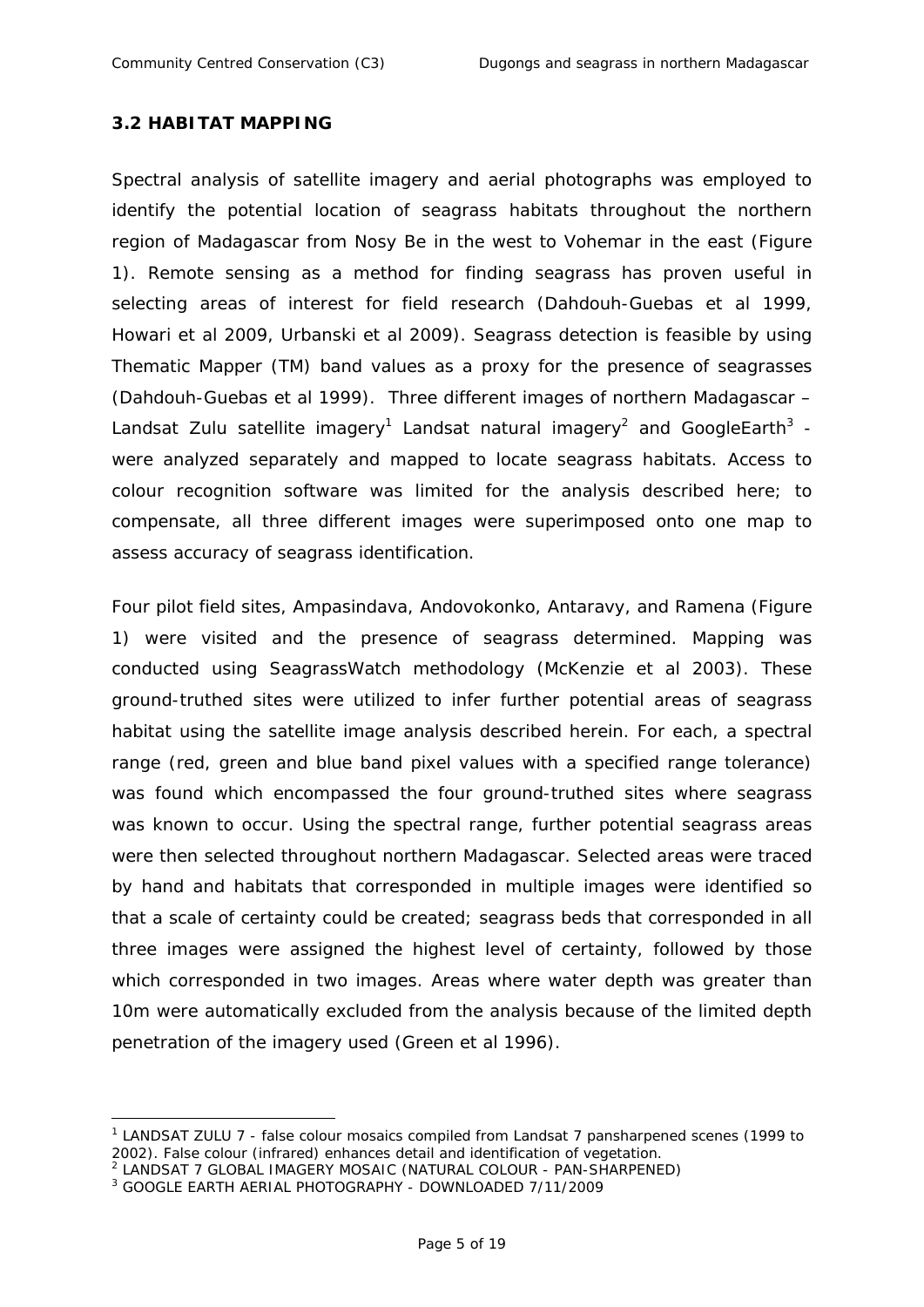### 3.2 HABITAT MAPPING

Spectral analysis of satellite imagery and aerial photographs was employed to identify the potential location of seagrass habitats throughout the northern region of Madagascar from Nosy Be in the west to Vohemar in the east (Figure 1). Remote sensing as a method for finding seagrass has proven useful in selecting areas of interest for field research (Dahdouh-Guebas et al 1999, Howari et al 2009, Urbanski et al 2009). Seagrass detection is feasible by using Thematic Mapper (TM) band values as a proxy for the presence of seagrasses (Dahdouh-Guebas et al 1999). Three different images of northern Madagascar – Landsat Zulu satellite imagery[1] Landsat natural imagery[2] and GoogleEarth[3] - were analyzed separately and mapped to locate seagrass habitats. Access to colour recognition software was limited for the analysis described here; to compensate, all three different images were superimposed onto one map to assess accuracy of seagrass identification.

Four pilot field sites, Ampasindava, Andovokonko, Antaravy, and Ramena (Figure 1) were visited and the presence of seagrass determined. Mapping was conducted using SeagrassWatch methodology (McKenzie et al 2003). These ground-truthed sites were utilized to infer further potential areas of seagrass habitat using the satellite image analysis described herein. For each, a spectral range (red, green and blue band pixel values with a specified range tolerance) was found which encompassed the four ground-truthed sites where seagrass was known to occur. Using the spectral range, further potential seagrass areas were then selected throughout northern Madagascar. Selected areas were traced by hand and habitats that corresponded in multiple images were identified so that a scale of certainty could be created; seagrass beds that corresponded in all three images were assigned the highest level of certainty, followed by those which corresponded in two images. Areas where water depth was greater than 10m were automatically excluded from the analysis because of the limited depth penetration of the imagery used (Green et al 1996).

[1] LANDSAT ZULU 7 - false colour mosaics compiled from Landsat 7 pansharpened scenes (1999 to 2002). False colour (infrared) enhances detail and identification of vegetation.

[2] LANDSAT 7 GLOBAL IMAGERY MOSAIC (NATURAL COLOUR - PAN-SHARPENED)

[3] GOOGLE EARTH AERIAL PHOTOGRAPHY - DOWNLOADED 7/11/2009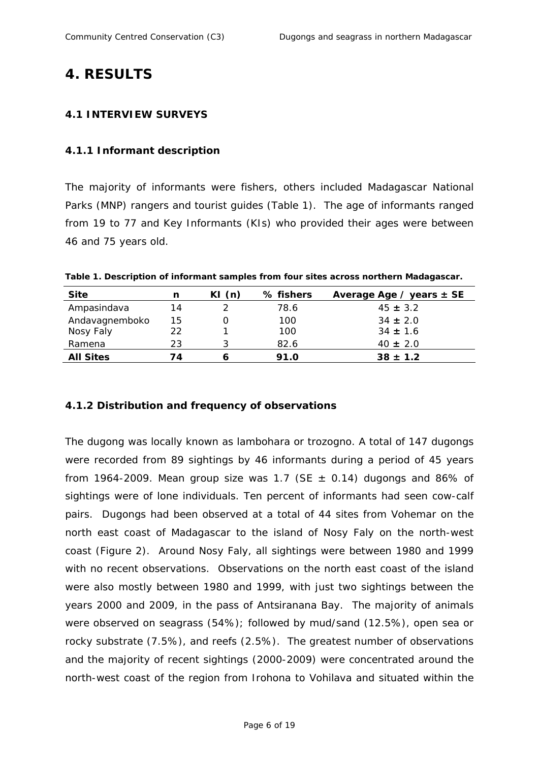# 4. RESULTS

## 4.1 INTERVIEW SURVEYS

### 4.1.1 Informant description

The majority of informants were fishers, others included Madagascar National Parks (MNP) rangers and tourist guides (Table 1). The age of informants ranged from 19 to 77 and Key Informants (KIs) who provided their ages were between 46 and 75 years old.

**Table 1. Description of informant samples from four sites across northern Madagascar.**

| Site | n | KI (n) | % fishers | Average Age / years ± SE |
|---|---|---|---|---|
| Ampasindava | 14 | 2 | 78.6 | 45 ± 3.2 |
| Andavagnemboko | 15 | 0 | 100 | 34 ± 2.0 |
| Nosy Faly | 22 | 1 | 100 | 34 ± 1.6 |
| Ramena | 23 | 3 | 82.6 | 40 ± 2.0 |
| **All Sites** | **74** | **6** | **91.0** | **38 ± 1.2** |

### 4.1.2 Distribution and frequency of observations

The dugong was locally known as lambohara or trozogno. A total of 147 dugongs were recorded from 89 sightings by 46 informants during a period of 45 years from 1964-2009. Mean group size was 1.7 (SE ± 0.14) dugongs and 86% of sightings were of lone individuals. Ten percent of informants had seen cow-calf pairs. Dugongs had been observed at a total of 44 sites from Vohemar on the north east coast of Madagascar to the island of Nosy Faly on the north-west coast (Figure 2). Around Nosy Faly, all sightings were between 1980 and 1999 with no recent observations. Observations on the north east coast of the island were also mostly between 1980 and 1999, with just two sightings between the years 2000 and 2009, in the pass of Antsiranana Bay. The majority of animals were observed on seagrass (54%); followed by mud/sand (12.5%), open sea or rocky substrate (7.5%), and reefs (2.5%). The greatest number of observations and the majority of recent sightings (2000-2009) were concentrated around the north-west coast of the region from Irohona to Vohilava and situated within the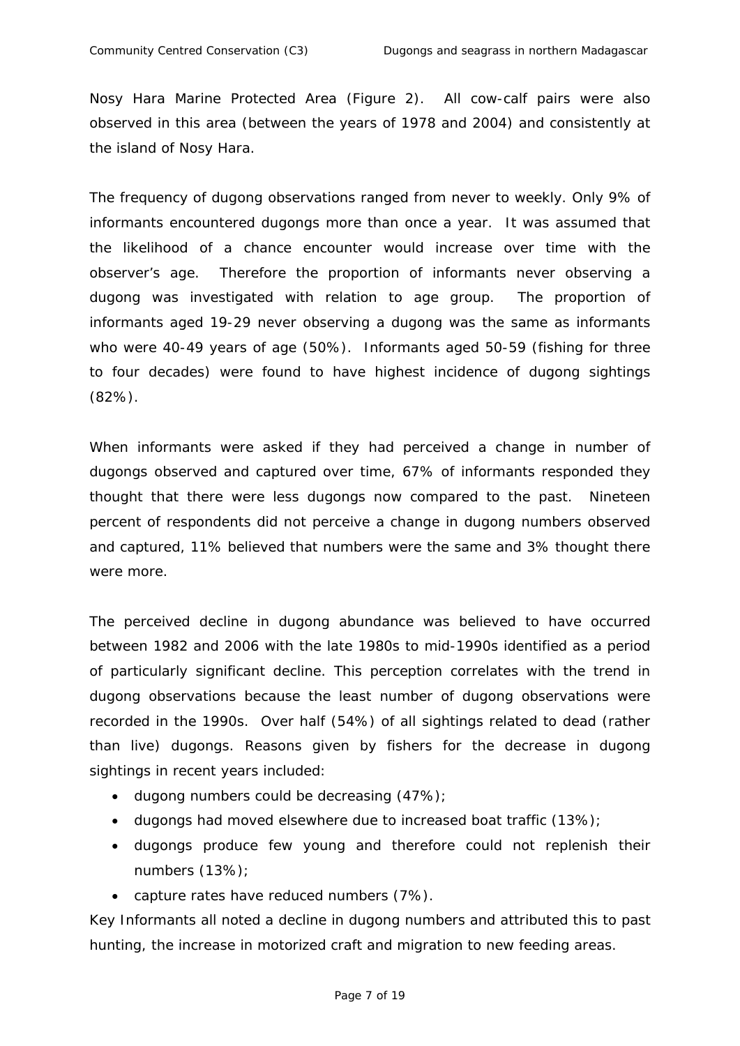Nosy Hara Marine Protected Area (Figure 2). All cow-calf pairs were also observed in this area (between the years of 1978 and 2004) and consistently at the island of Nosy Hara.

The frequency of dugong observations ranged from never to weekly. Only 9% of informants encountered dugongs more than once a year. It was assumed that the likelihood of a chance encounter would increase over time with the observer's age. Therefore the proportion of informants never observing a dugong was investigated with relation to age group. The proportion of informants aged 19-29 never observing a dugong was the same as informants who were 40-49 years of age (50%). Informants aged 50-59 (fishing for three to four decades) were found to have highest incidence of dugong sightings (82%).

When informants were asked if they had perceived a change in number of dugongs observed and captured over time, 67% of informants responded they thought that there were less dugongs now compared to the past. Nineteen percent of respondents did not perceive a change in dugong numbers observed and captured, 11% believed that numbers were the same and 3% thought there were more.

The perceived decline in dugong abundance was believed to have occurred between 1982 and 2006 with the late 1980s to mid-1990s identified as a period of particularly significant decline. This perception correlates with the trend in dugong observations because the least number of dugong observations were recorded in the 1990s. Over half (54%) of all sightings related to dead (rather than live) dugongs. Reasons given by fishers for the decrease in dugong sightings in recent years included:

- dugong numbers could be decreasing (47%);
- dugongs had moved elsewhere due to increased boat traffic (13%);
- dugongs produce few young and therefore could not replenish their numbers (13%);
- capture rates have reduced numbers (7%).

Key Informants all noted a decline in dugong numbers and attributed this to past hunting, the increase in motorized craft and migration to new feeding areas.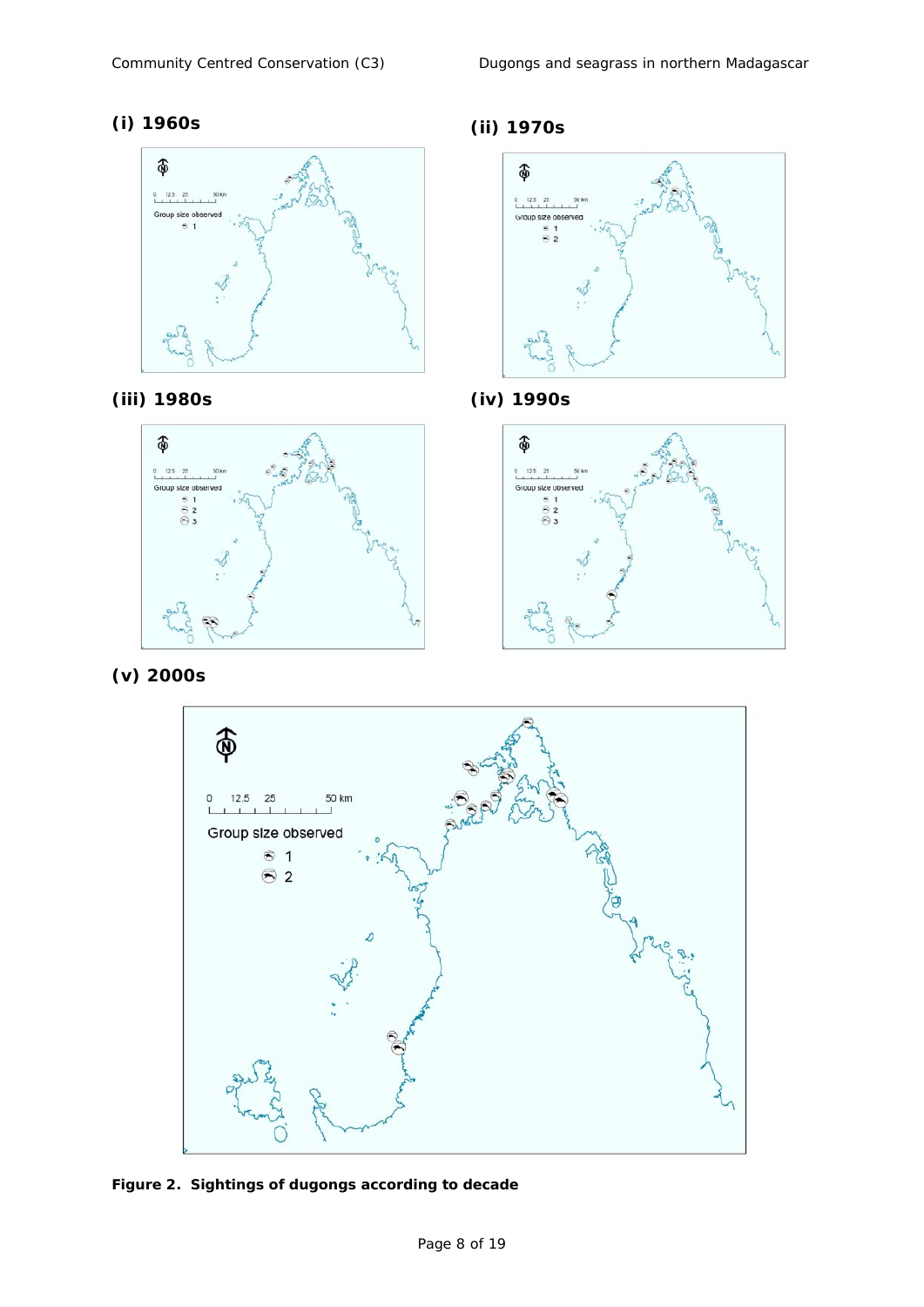**(i) 1960s**

**(ii) 1970s**

**(iii) 1980s**

**(iv) 1990s**

**(v) 2000s**

**Figure 2. Sightings of dugongs according to decade**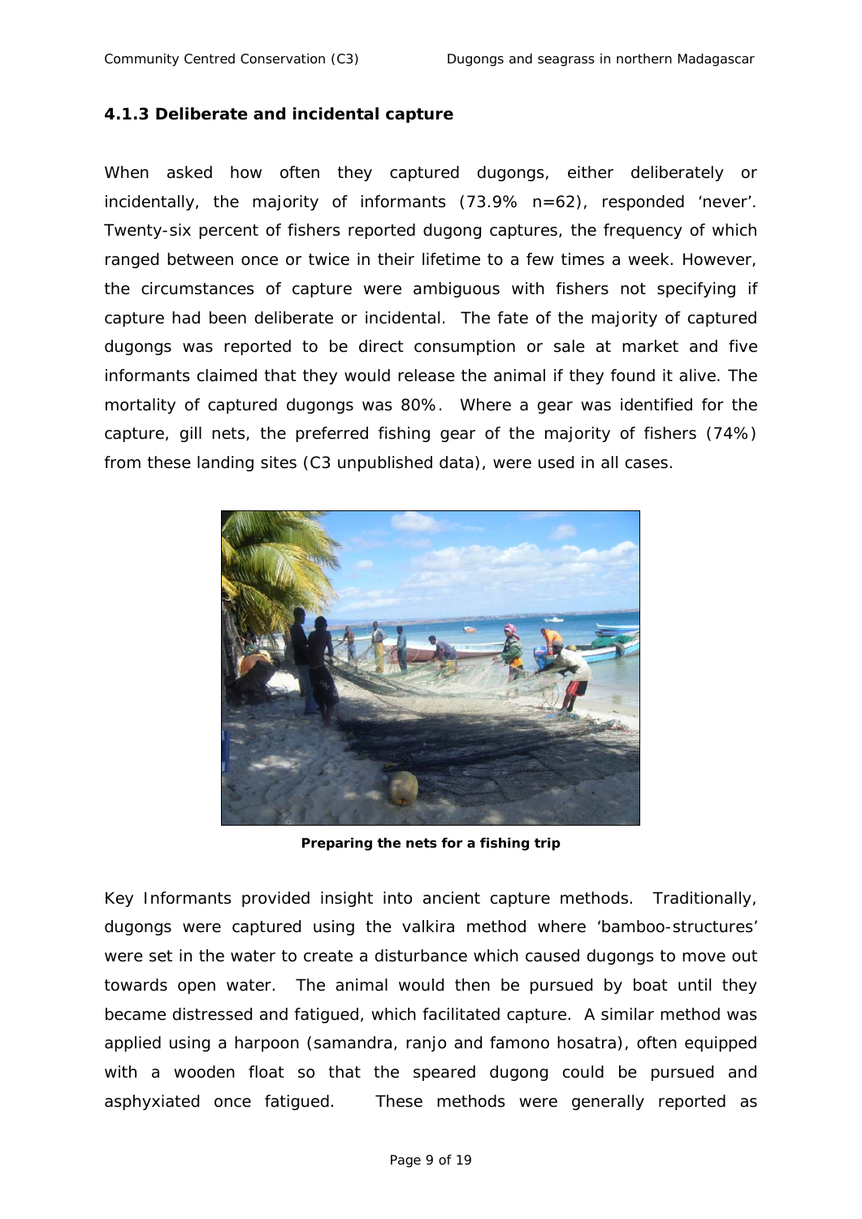### 4.1.3 Deliberate and incidental capture

When asked how often they captured dugongs, either deliberately or incidentally, the majority of informants (73.9% n=62), responded 'never'. Twenty-six percent of fishers reported dugong captures, the frequency of which ranged between once or twice in their lifetime to a few times a week. However, the circumstances of capture were ambiguous with fishers not specifying if capture had been deliberate or incidental. The fate of the majority of captured dugongs was reported to be direct consumption or sale at market and five informants claimed that they would release the animal if they found it alive. The mortality of captured dugongs was 80%. Where a gear was identified for the capture, gill nets, the preferred fishing gear of the majority of fishers (74%) from these landing sites (C3 unpublished data), were used in all cases.

**Preparing the nets for a fishing trip**

Key Informants provided insight into ancient capture methods. Traditionally, dugongs were captured using the valkira method where 'bamboo-structures' were set in the water to create a disturbance which caused dugongs to move out towards open water. The animal would then be pursued by boat until they became distressed and fatigued, which facilitated capture. A similar method was applied using a harpoon (samandra, ranjo and famono hosatra), often equipped with a wooden float so that the speared dugong could be pursued and asphyxiated once fatigued. These methods were generally reported as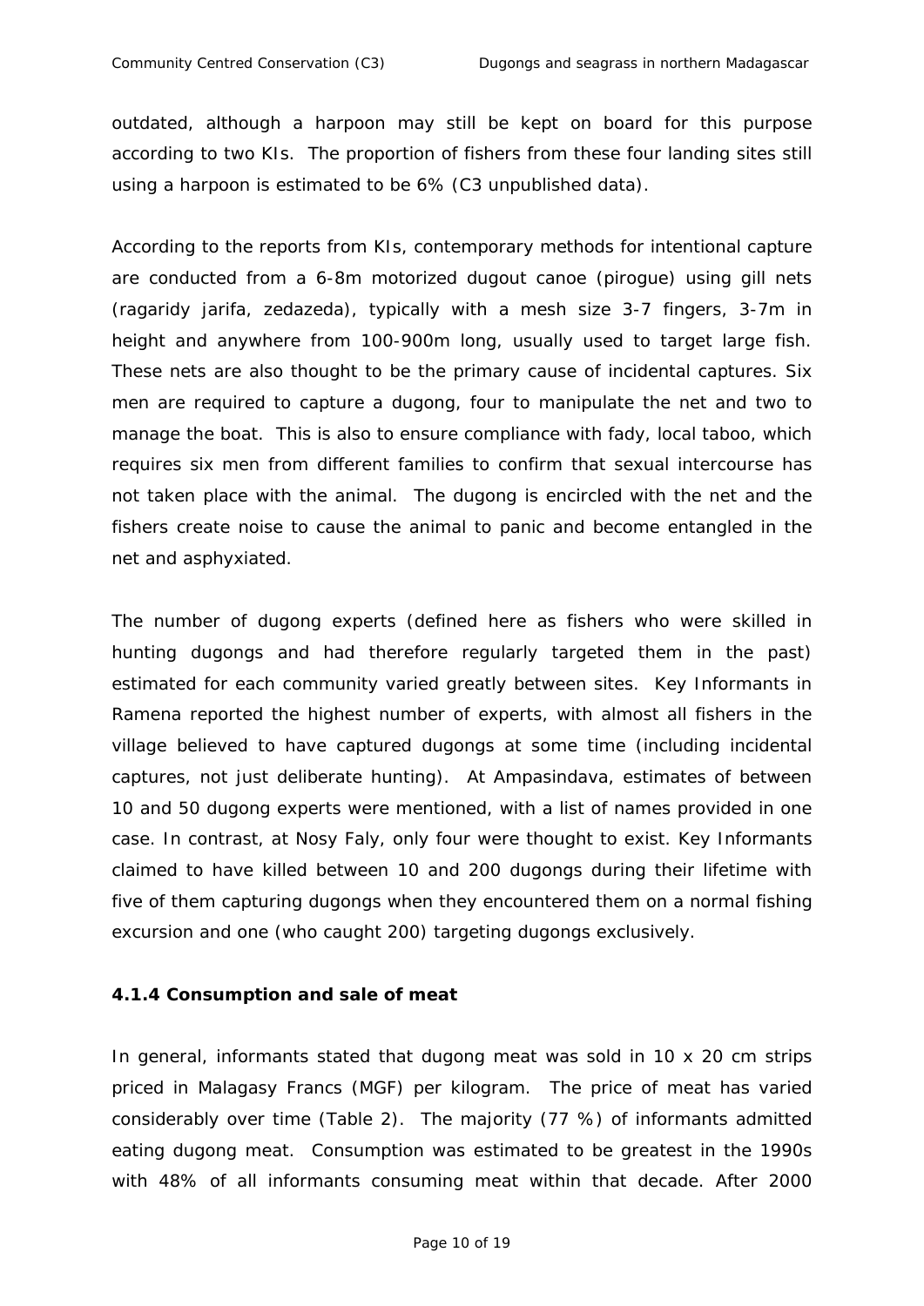outdated, although a harpoon may still be kept on board for this purpose according to two KIs. The proportion of fishers from these four landing sites still using a harpoon is estimated to be 6% (C3 unpublished data).

According to the reports from KIs, contemporary methods for intentional capture are conducted from a 6-8m motorized dugout canoe (pirogue) using gill nets (*ragaridy jarifa, zedazeda*), typically with a mesh size 3-7 fingers, 3-7m in height and anywhere from 100-900m long, usually used to target large fish. These nets are also thought to be the primary cause of incidental captures. Six men are required to capture a dugong, four to manipulate the net and two to manage the boat. This is also to ensure compliance with *fady*, local taboo, which requires six men from different families to confirm that sexual intercourse has not taken place with the animal. The dugong is encircled with the net and the fishers create noise to cause the animal to panic and become entangled in the net and asphyxiated.

The number of dugong experts (defined here as fishers who were skilled in hunting dugongs and had therefore regularly targeted them in the past) estimated for each community varied greatly between sites. Key Informants in Ramena reported the highest number of experts, with almost all fishers in the village believed to have captured dugongs at some time (including incidental captures, not just deliberate hunting). At Ampasindava, estimates of between 10 and 50 dugong experts were mentioned, with a list of names provided in one case. In contrast, at Nosy Faly, only four were thought to exist. Key Informants claimed to have killed between 10 and 200 dugongs during their lifetime with five of them capturing dugongs when they encountered them on a normal fishing excursion and one (who caught 200) targeting dugongs exclusively.

### 4.1.4 Consumption and sale of meat

In general, informants stated that dugong meat was sold in 10 x 20 cm strips priced in Malagasy Francs (MGF) per kilogram. The price of meat has varied considerably over time (Table 2). The majority (77 %) of informants admitted eating dugong meat. Consumption was estimated to be greatest in the 1990s with 48% of all informants consuming meat within that decade. After 2000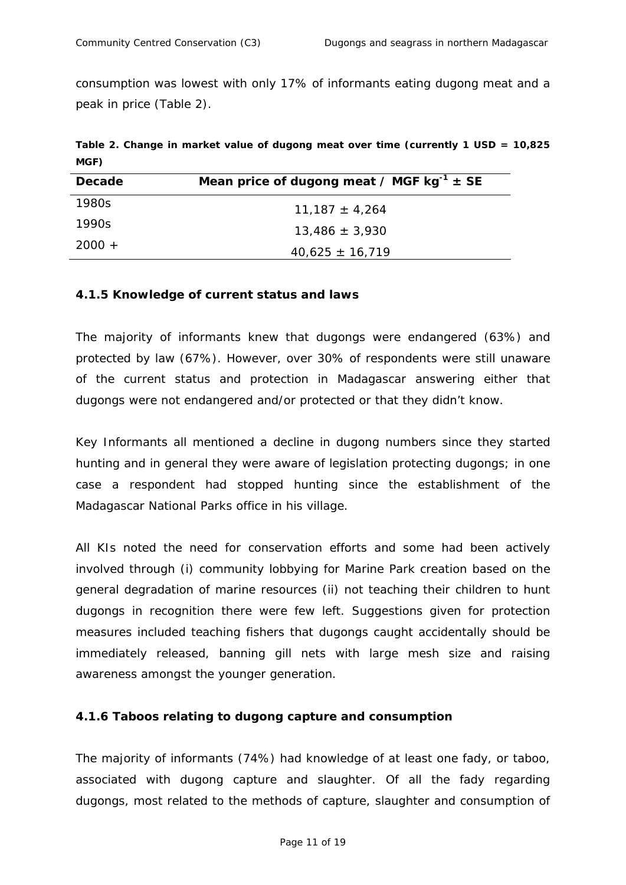consumption was lowest with only 17% of informants eating dugong meat and a peak in price (Table 2).

**Table 2. Change in market value of dugong meat over time (currently 1 USD = 10,825 MGF)**

| Decade | Mean price of dugong meat / MGF $kg^{-1}$ ± SE |
|---|---|
| 1980s | 11,187 ± 4,264 |
| 1990s | 13,486 ± 3,930 |
| 2000 + | 40,625 ± 16,719 |

### 4.1.5 Knowledge of current status and laws

The majority of informants knew that dugongs were endangered (63%) and protected by law (67%). However, over 30% of respondents were still unaware of the current status and protection in Madagascar answering either that dugongs were not endangered and/or protected or that they didn't know.

Key Informants all mentioned a decline in dugong numbers since they started hunting and in general they were aware of legislation protecting dugongs; in one case a respondent had stopped hunting since the establishment of the Madagascar National Parks office in his village.

All KIs noted the need for conservation efforts and some had been actively involved through (i) community lobbying for Marine Park creation based on the general degradation of marine resources (ii) not teaching their children to hunt dugongs in recognition there were few left. Suggestions given for protection measures included teaching fishers that dugongs caught accidentally should be immediately released, banning gill nets with large mesh size and raising awareness amongst the younger generation.

### 4.1.6 Taboos relating to dugong capture and consumption

The majority of informants (74%) had knowledge of at least one fady, or taboo, associated with dugong capture and slaughter. Of all the fady regarding dugongs, most related to the methods of capture, slaughter and consumption of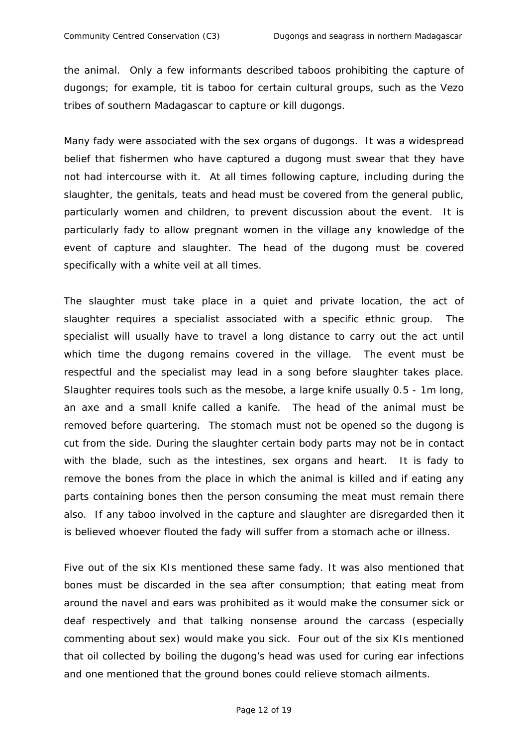the animal. Only a few informants described taboos prohibiting the capture of dugongs; for example, tit is taboo for certain cultural groups, such as the Vezo tribes of southern Madagascar to capture or kill dugongs.

Many fady were associated with the sex organs of dugongs. It was a widespread belief that fishermen who have captured a dugong must swear that they have not had intercourse with it. At all times following capture, including during the slaughter, the genitals, teats and head must be covered from the general public, particularly women and children, to prevent discussion about the event. It is particularly fady to allow pregnant women in the village any knowledge of the event of capture and slaughter. The head of the dugong must be covered specifically with a white veil at all times.

The slaughter must take place in a quiet and private location, the act of slaughter requires a specialist associated with a specific ethnic group. The specialist will usually have to travel a long distance to carry out the act until which time the dugong remains covered in the village. The event must be respectful and the specialist may lead in a song before slaughter takes place. Slaughter requires tools such as the mesobe, a large knife usually 0.5 - 1m long, an axe and a small knife called a kanife. The head of the animal must be removed before quartering. The stomach must not be opened so the dugong is cut from the side. During the slaughter certain body parts may not be in contact with the blade, such as the intestines, sex organs and heart. It is fady to remove the bones from the place in which the animal is killed and if eating any parts containing bones then the person consuming the meat must remain there also. If any taboo involved in the capture and slaughter are disregarded then it is believed whoever flouted the fady will suffer from a stomach ache or illness.

Five out of the six KIs mentioned these same fady. It was also mentioned that bones must be discarded in the sea after consumption; that eating meat from around the navel and ears was prohibited as it would make the consumer sick or deaf respectively and that talking nonsense around the carcass (especially commenting about sex) would make you sick. Four out of the six KIs mentioned that oil collected by boiling the dugong's head was used for curing ear infections and one mentioned that the ground bones could relieve stomach ailments.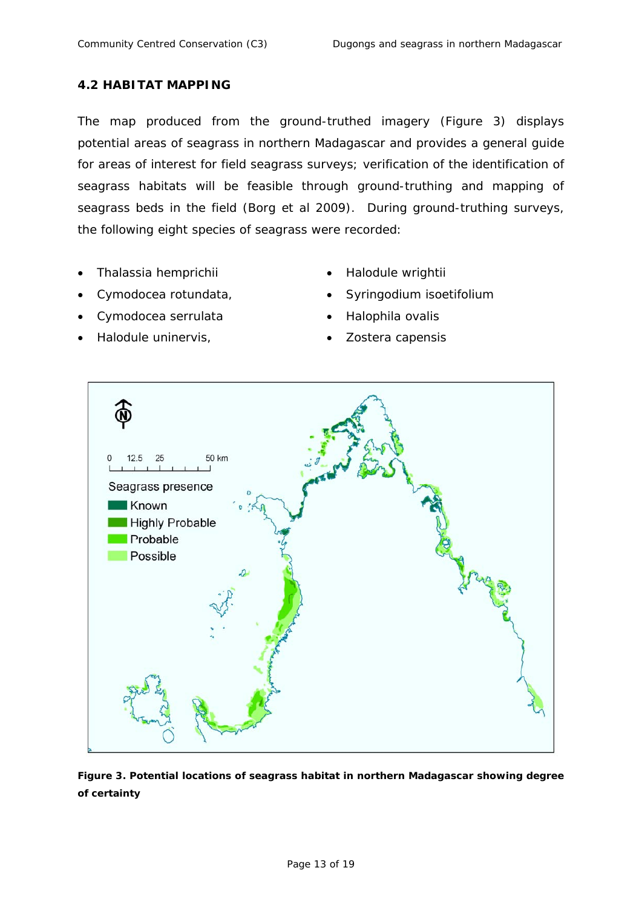### 4.2 HABITAT MAPPING

The map produced from the ground-truthed imagery (Figure 3) displays potential areas of seagrass in northern Madagascar and provides a general guide for areas of interest for field seagrass surveys; verification of the identification of seagrass habitats will be feasible through ground-truthing and mapping of seagrass beds in the field (Borg et al 2009). During ground-truthing surveys, the following eight species of seagrass were recorded:

- *Thalassia hemprichii*
- *Cymodocea rotundata*,
- *Cymodocea serrulata*
- *Halodule uninervis*,
- *Halodule wrightii*
- *Syringodium isoetifolium*
- *Halophila ovalis*
- *Zostera capensis*

**Figure 3. Potential locations of seagrass habitat in northern Madagascar showing degree of certainty**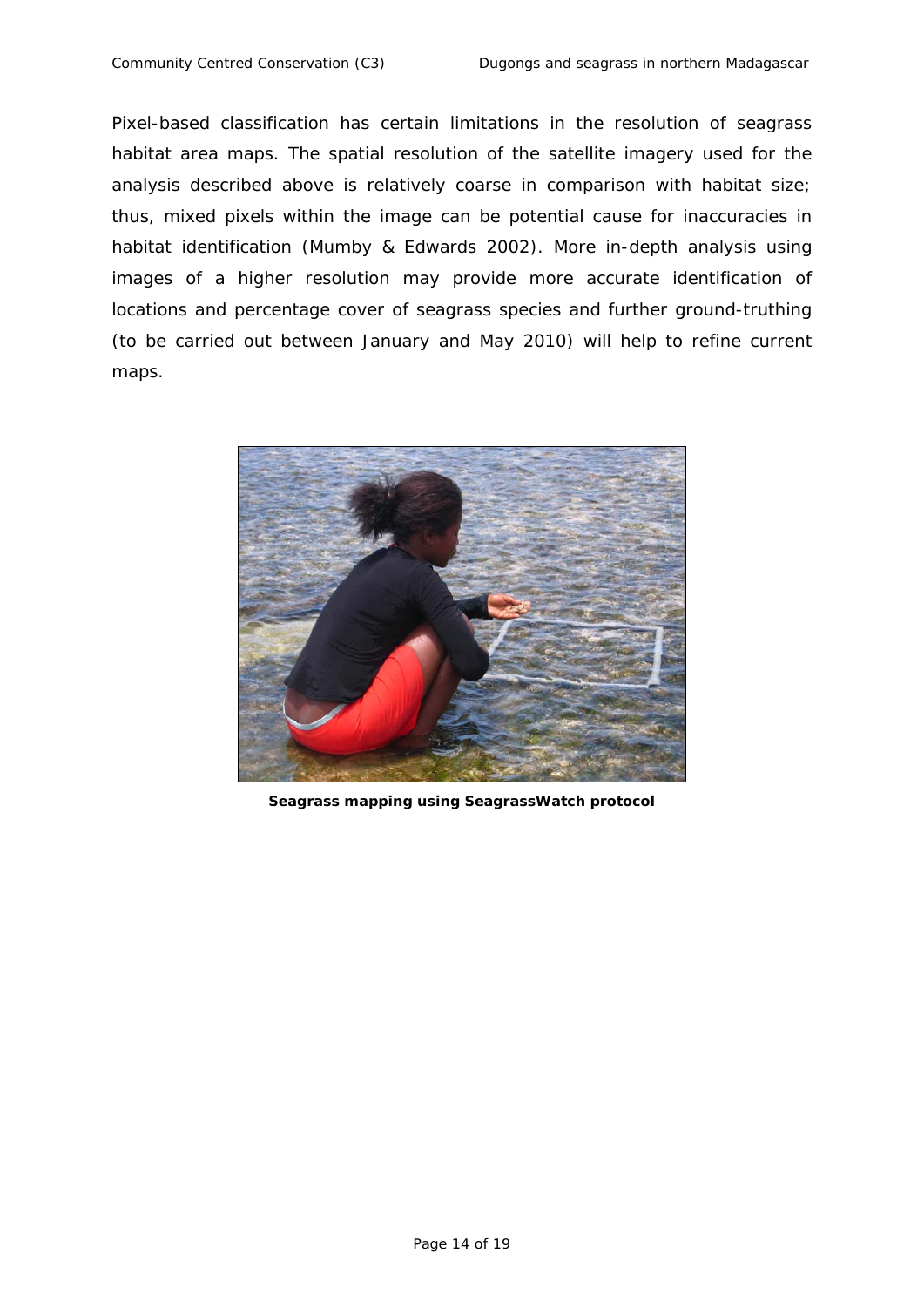Pixel-based classification has certain limitations in the resolution of seagrass habitat area maps. The spatial resolution of the satellite imagery used for the analysis described above is relatively coarse in comparison with habitat size; thus, mixed pixels within the image can be potential cause for inaccuracies in habitat identification (Mumby & Edwards 2002). More in-depth analysis using images of a higher resolution may provide more accurate identification of locations and percentage cover of seagrass species and further ground-truthing (to be carried out between January and May 2010) will help to refine current maps.

**Seagrass mapping using SeagrassWatch protocol**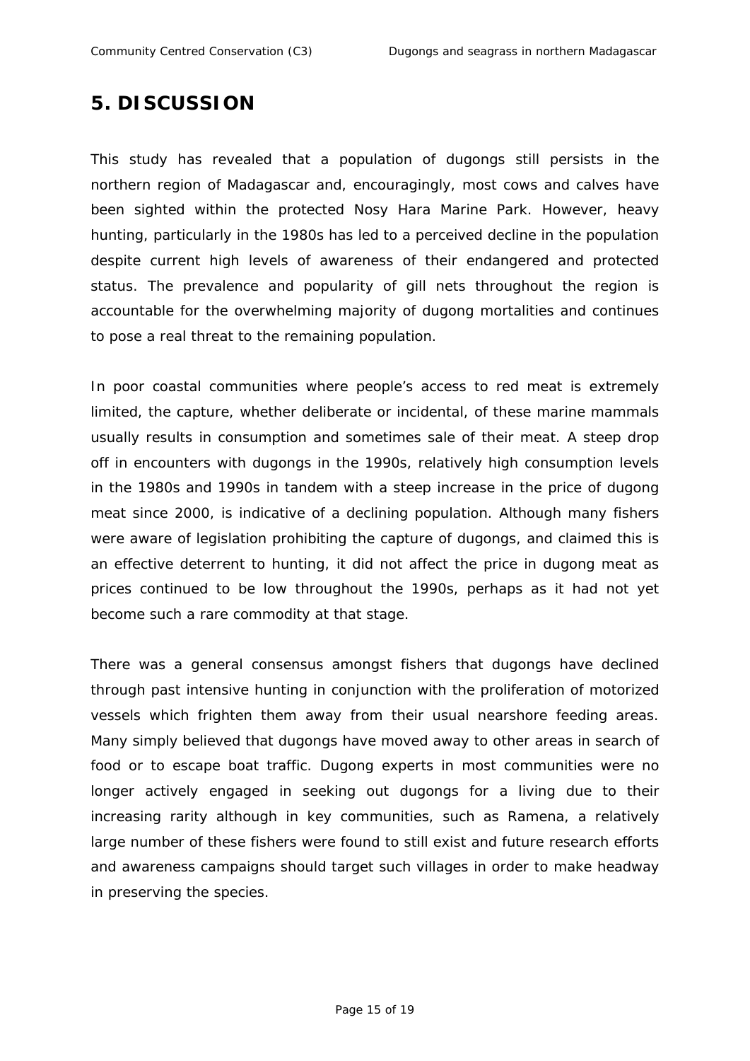# 5. DISCUSSION

This study has revealed that a population of dugongs still persists in the northern region of Madagascar and, encouragingly, most cows and calves have been sighted within the protected Nosy Hara Marine Park. However, heavy hunting, particularly in the 1980s has led to a perceived decline in the population despite current high levels of awareness of their endangered and protected status. The prevalence and popularity of gill nets throughout the region is accountable for the overwhelming majority of dugong mortalities and continues to pose a real threat to the remaining population.

In poor coastal communities where people's access to red meat is extremely limited, the capture, whether deliberate or incidental, of these marine mammals usually results in consumption and sometimes sale of their meat. A steep drop off in encounters with dugongs in the 1990s, relatively high consumption levels in the 1980s and 1990s in tandem with a steep increase in the price of dugong meat since 2000, is indicative of a declining population. Although many fishers were aware of legislation prohibiting the capture of dugongs, and claimed this is an effective deterrent to hunting, it did not affect the price in dugong meat as prices continued to be low throughout the 1990s, perhaps as it had not yet become such a rare commodity at that stage.

There was a general consensus amongst fishers that dugongs have declined through past intensive hunting in conjunction with the proliferation of motorized vessels which frighten them away from their usual nearshore feeding areas. Many simply believed that dugongs have moved away to other areas in search of food or to escape boat traffic. Dugong experts in most communities were no longer actively engaged in seeking out dugongs for a living due to their increasing rarity although in key communities, such as Ramena, a relatively large number of these fishers were found to still exist and future research efforts and awareness campaigns should target such villages in order to make headway in preserving the species.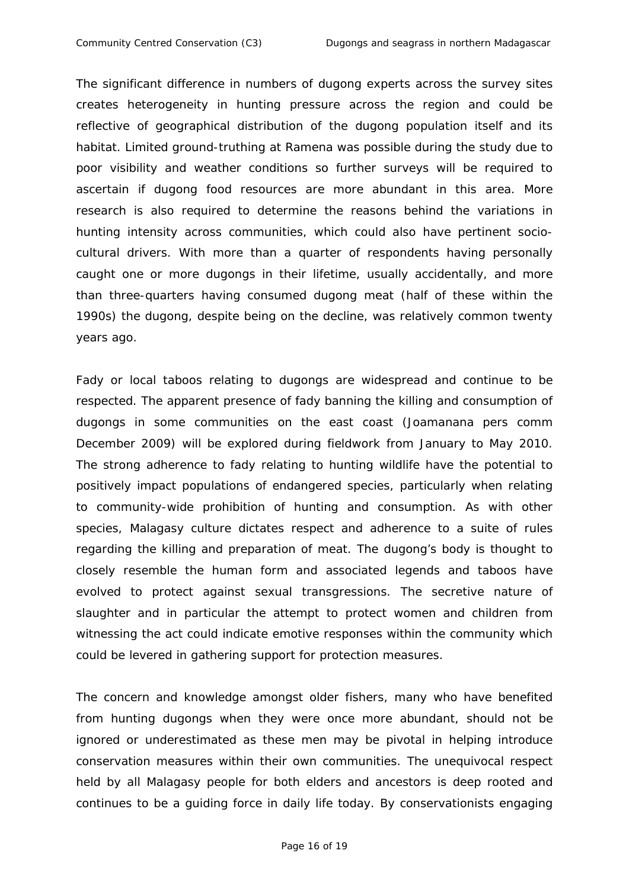The significant difference in numbers of dugong experts across the survey sites creates heterogeneity in hunting pressure across the region and could be reflective of geographical distribution of the dugong population itself and its habitat. Limited ground-truthing at Ramena was possible during the study due to poor visibility and weather conditions so further surveys will be required to ascertain if dugong food resources are more abundant in this area. More research is also required to determine the reasons behind the variations in hunting intensity across communities, which could also have pertinent socio-cultural drivers. With more than a quarter of respondents having personally caught one or more dugongs in their lifetime, usually accidentally, and more than three-quarters having consumed dugong meat (half of these within the 1990s) the dugong, despite being on the decline, was relatively common twenty years ago.

Fady or local taboos relating to dugongs are widespread and continue to be respected. The apparent presence of fady banning the killing and consumption of dugongs in some communities on the east coast (Joamanana pers comm December 2009) will be explored during fieldwork from January to May 2010. The strong adherence to fady relating to hunting wildlife have the potential to positively impact populations of endangered species, particularly when relating to community-wide prohibition of hunting and consumption. As with other species, Malagasy culture dictates respect and adherence to a suite of rules regarding the killing and preparation of meat. The dugong's body is thought to closely resemble the human form and associated legends and taboos have evolved to protect against sexual transgressions. The secretive nature of slaughter and in particular the attempt to protect women and children from witnessing the act could indicate emotive responses within the community which could be levered in gathering support for protection measures.

The concern and knowledge amongst older fishers, many who have benefited from hunting dugongs when they were once more abundant, should not be ignored or underestimated as these men may be pivotal in helping introduce conservation measures within their own communities. The unequivocal respect held by all Malagasy people for both elders and ancestors is deep rooted and continues to be a guiding force in daily life today. By conservationists engaging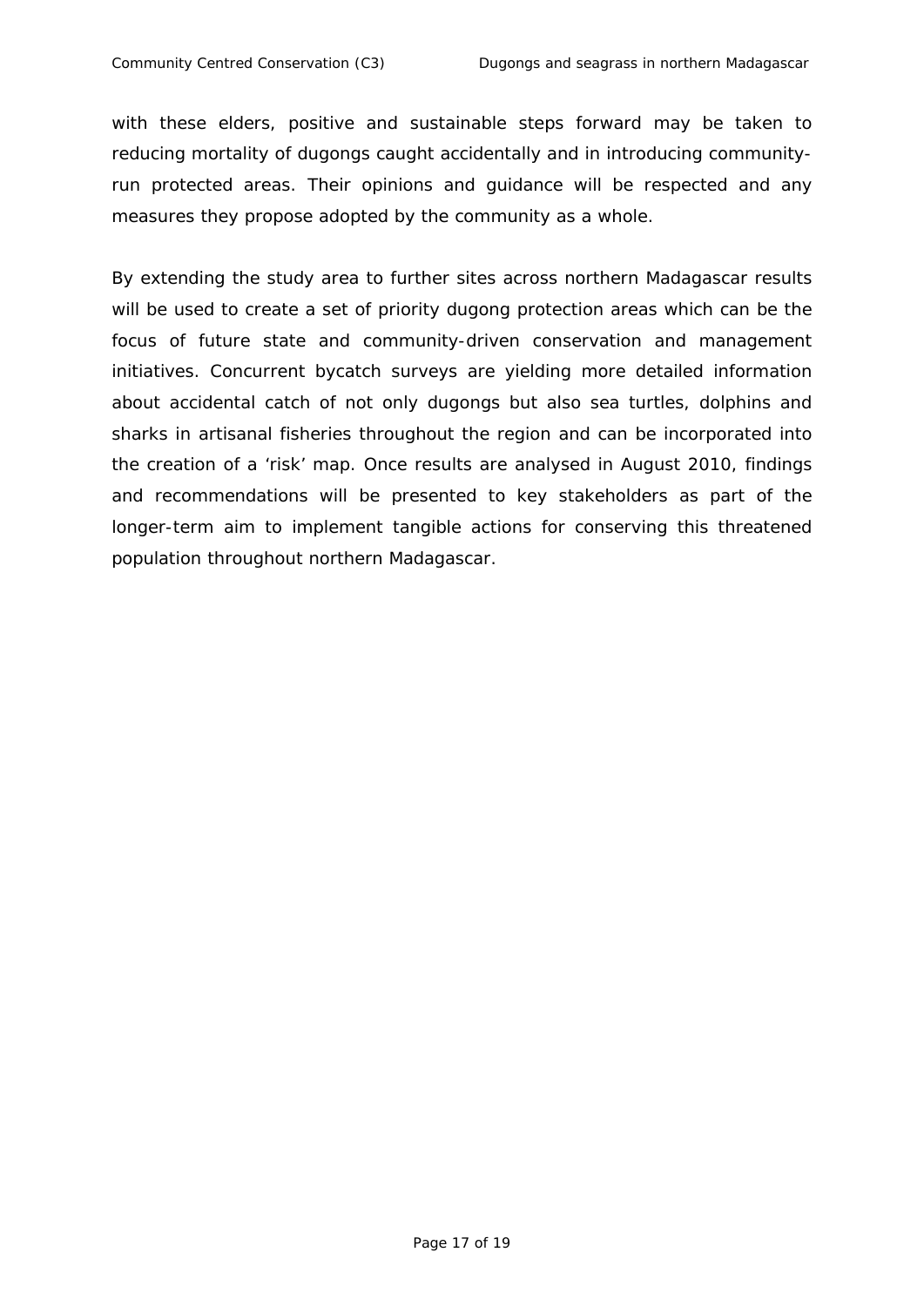with these elders, positive and sustainable steps forward may be taken to reducing mortality of dugongs caught accidentally and in introducing community-run protected areas. Their opinions and guidance will be respected and any measures they propose adopted by the community as a whole.

By extending the study area to further sites across northern Madagascar results will be used to create a set of priority dugong protection areas which can be the focus of future state and community-driven conservation and management initiatives. Concurrent bycatch surveys are yielding more detailed information about accidental catch of not only dugongs but also sea turtles, dolphins and sharks in artisanal fisheries throughout the region and can be incorporated into the creation of a 'risk' map. Once results are analysed in August 2010, findings and recommendations will be presented to key stakeholders as part of the longer-term aim to implement tangible actions for conserving this threatened population throughout northern Madagascar.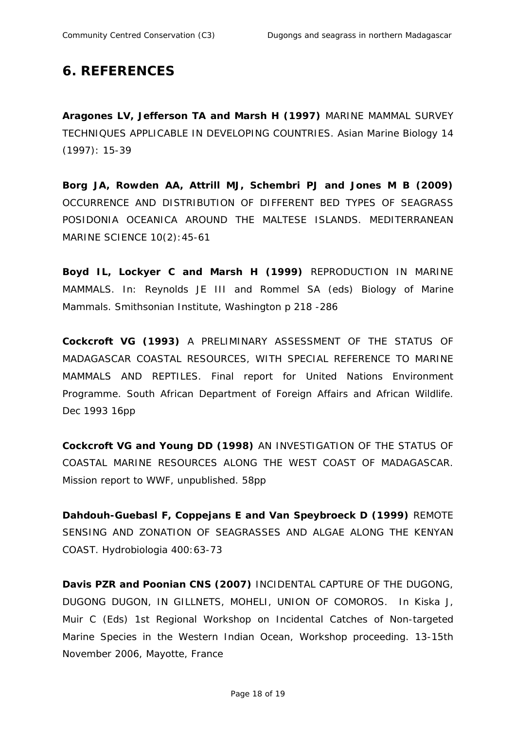# 6. REFERENCES

**Aragones LV, Jefferson TA and Marsh H (1997)** MARINE MAMMAL SURVEY TECHNIQUES APPLICABLE IN DEVELOPING COUNTRIES. Asian Marine Biology 14 (1997): 15-39

**Borg JA, Rowden AA, Attrill MJ, Schembri PJ and Jones M B (2009)** OCCURRENCE AND DISTRIBUTION OF DIFFERENT BED TYPES OF SEAGRASS POSIDONIA OCEANICA AROUND THE MALTESE ISLANDS. MEDITERRANEAN MARINE SCIENCE 10(2):45-61

**Boyd IL, Lockyer C and Marsh H (1999)** REPRODUCTION IN MARINE MAMMALS. In: Reynolds JE III and Rommel SA (eds) Biology of Marine Mammals. Smithsonian Institute, Washington p 218 -286

**Cockcroft VG (1993)** A PRELIMINARY ASSESSMENT OF THE STATUS OF MADAGASCAR COASTAL RESOURCES, WITH SPECIAL REFERENCE TO MARINE MAMMALS AND REPTILES. Final report for United Nations Environment Programme. South African Department of Foreign Affairs and African Wildlife. Dec 1993 16pp

**Cockcroft VG and Young DD (1998)** AN INVESTIGATION OF THE STATUS OF COASTAL MARINE RESOURCES ALONG THE WEST COAST OF MADAGASCAR. Mission report to WWF, unpublished. 58pp

**Dahdouh-Guebasl F, Coppejans E and Van Speybroeck D (1999)** REMOTE SENSING AND ZONATION OF SEAGRASSES AND ALGAE ALONG THE KENYAN COAST. Hydrobiologia 400:63-73

**Davis PZR and Poonian CNS (2007)** INCIDENTAL CAPTURE OF THE DUGONG, DUGONG DUGON, IN GILLNETS, MOHELI, UNION OF COMOROS. In Kiska J, Muir C (Eds) 1st Regional Workshop on Incidental Catches of Non-targeted Marine Species in the Western Indian Ocean, Workshop proceeding. 13-15th November 2006, Mayotte, France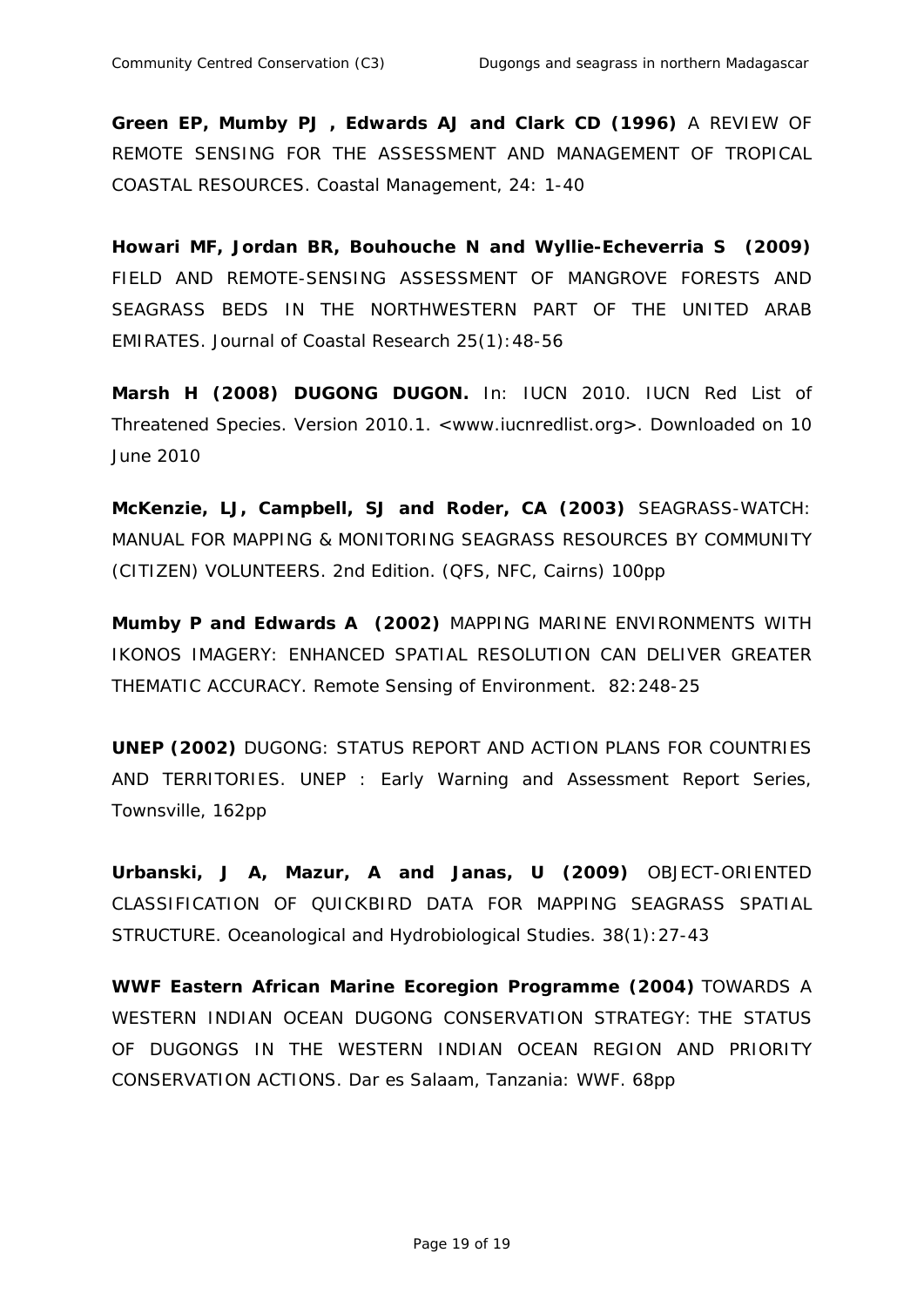**Green EP, Mumby PJ , Edwards AJ and Clark CD (1996)** A REVIEW OF REMOTE SENSING FOR THE ASSESSMENT AND MANAGEMENT OF TROPICAL COASTAL RESOURCES. Coastal Management, 24: 1-40

**Howari MF, Jordan BR, Bouhouche N and Wyllie-Echeverria S (2009)** FIELD AND REMOTE-SENSING ASSESSMENT OF MANGROVE FORESTS AND SEAGRASS BEDS IN THE NORTHWESTERN PART OF THE UNITED ARAB EMIRATES. Journal of Coastal Research 25(1):48-56

**Marsh H (2008) DUGONG DUGON.** In: IUCN 2010. IUCN Red List of Threatened Species. Version 2010.1. <www.iucnredlist.org>. Downloaded on 10 June 2010

**McKenzie, LJ, Campbell, SJ and Roder, CA (2003)** SEAGRASS-WATCH: MANUAL FOR MAPPING & MONITORING SEAGRASS RESOURCES BY COMMUNITY (CITIZEN) VOLUNTEERS. 2nd Edition. (QFS, NFC, Cairns) 100pp

**Mumby P and Edwards A (2002)** MAPPING MARINE ENVIRONMENTS WITH IKONOS IMAGERY: ENHANCED SPATIAL RESOLUTION CAN DELIVER GREATER THEMATIC ACCURACY. Remote Sensing of Environment. 82:248-25

**UNEP (2002)** DUGONG: STATUS REPORT AND ACTION PLANS FOR COUNTRIES AND TERRITORIES. UNEP : Early Warning and Assessment Report Series, Townsville, 162pp

**Urbanski, J A, Mazur, A and Janas, U (2009)** OBJECT-ORIENTED CLASSIFICATION OF QUICKBIRD DATA FOR MAPPING SEAGRASS SPATIAL STRUCTURE. Oceanological and Hydrobiological Studies. 38(1):27-43

**WWF Eastern African Marine Ecoregion Programme (2004)** TOWARDS A WESTERN INDIAN OCEAN DUGONG CONSERVATION STRATEGY: THE STATUS OF DUGONGS IN THE WESTERN INDIAN OCEAN REGION AND PRIORITY CONSERVATION ACTIONS. Dar es Salaam, Tanzania: WWF. 68pp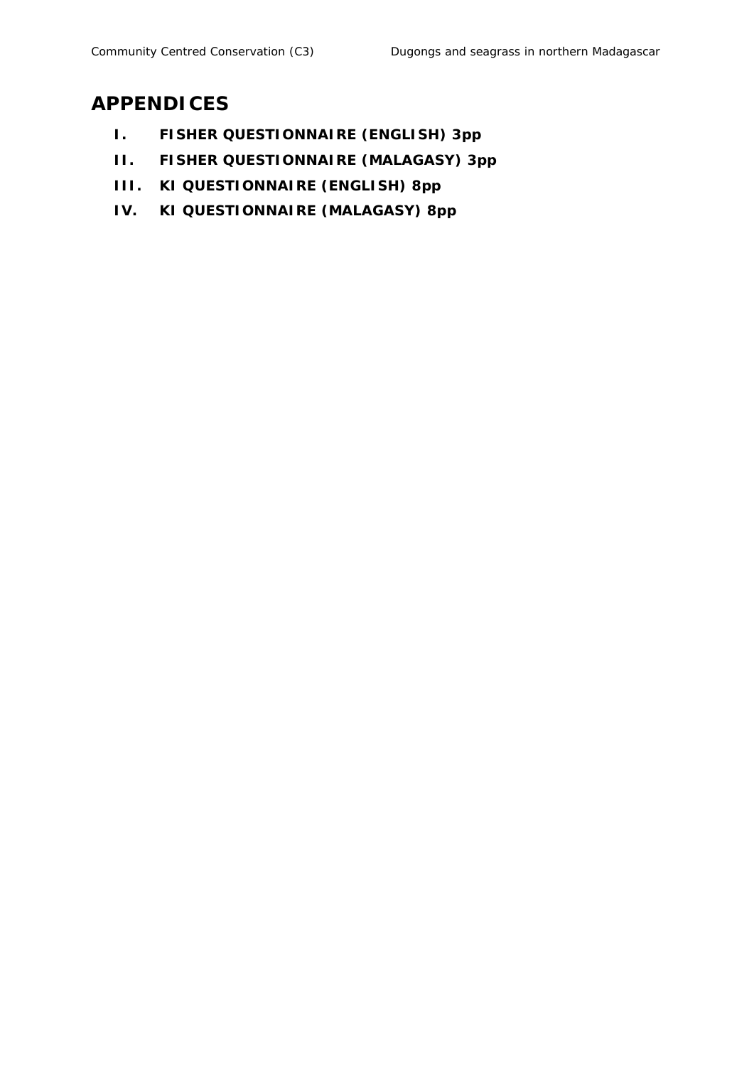# APPENDICES

I. **FISHER QUESTIONNAIRE (ENGLISH) 3pp**

II. **FISHER QUESTIONNAIRE (MALAGASY) 3pp**

III. **KI QUESTIONNAIRE (ENGLISH) 8pp**

IV. **KI QUESTIONNAIRE (MALAGASY) 8pp**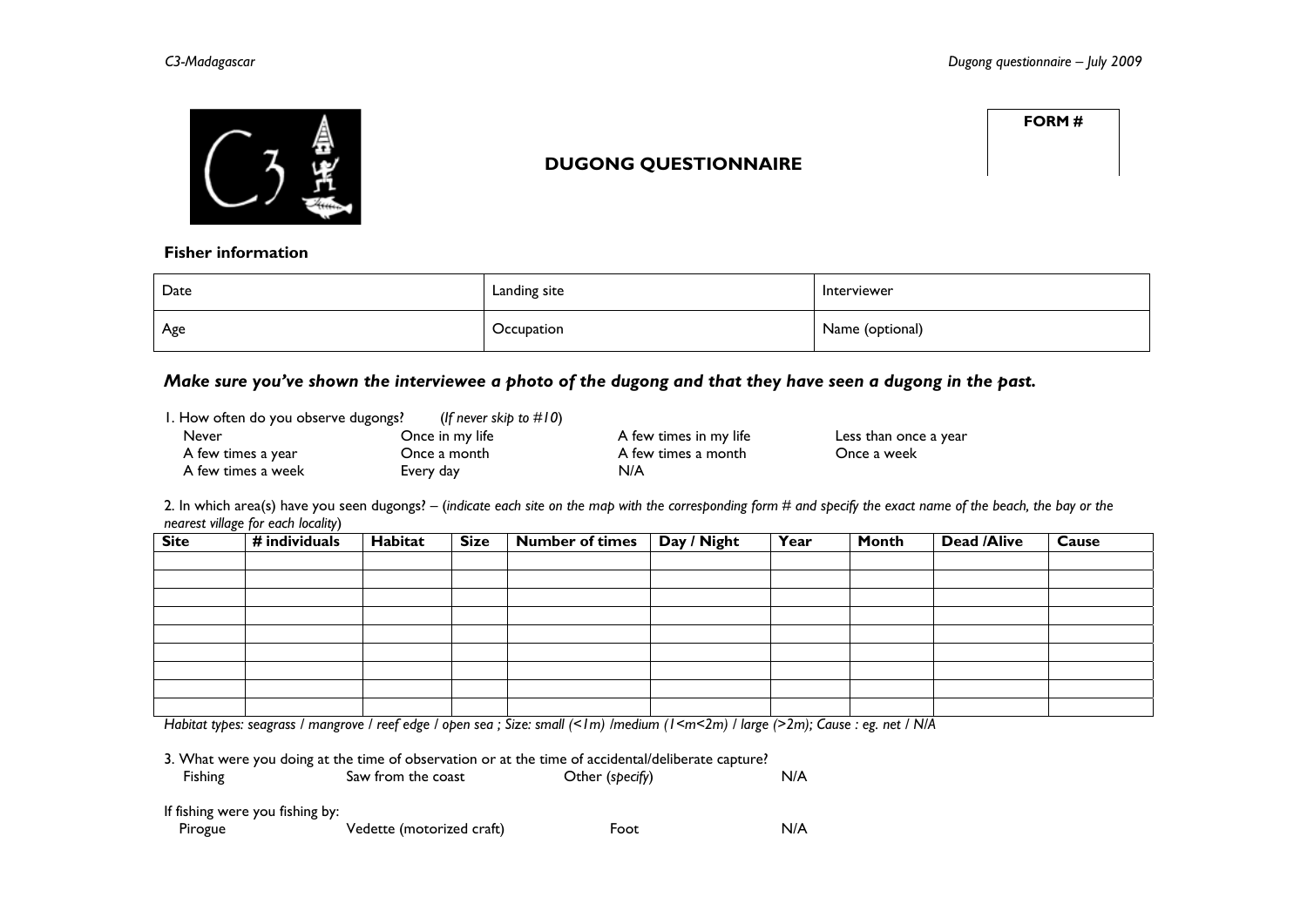**FORM #**

## DUGONG QUESTIONNAIRE

**Fisher information**

| Date | Landing site | Interviewer |
|---|---|---|
| Age | Occupation | Name (optional) |

***Make sure you've shown the interviewee a photo of the dugong and that they have seen a dugong in the past.***

1. How often do you observe dugongs? (*If never skip to #10*)

| | | | |
|---|---|---|---|
| Never | Once in my life | A few times in my life | Less than once a year |
| A few times a year | Once a month | A few times a month | Once a week |
| A few times a week | Every day | N/A | |

2. In which area(s) have you seen dugongs? – (*indicate each site on the map with the corresponding form # and specify the exact name of the beach, the bay or the nearest village for each locality*)

| **Site** | **# individuals** | **Habitat** | **Size** | **Number of times** | **Day / Night** | **Year** | **Month** | **Dead /Alive** | **Cause** |
|---|---|---|---|---|---|---|---|---|---|
| | | | | | | | | | |
| | | | | | | | | | |
| | | | | | | | | | |
| | | | | | | | | | |
| | | | | | | | | | |
| | | | | | | | | | |
| | | | | | | | | | |
| | | | | | | | | | |
| | | | | | | | | | |

*Habitat types: seagrass / mangrove / reef edge / open sea ; Size: small (<1m) /medium (1<m<2m) / large (>2m); Cause : eg. net / N/A*

3. What were you doing at the time of observation or at the time of accidental/deliberate capture?

Fishing    Saw from the coast    Other (*specify*)    N/A

If fishing were you fishing by:

Pirogue    Vedette (motorized craft)    Foot    N/A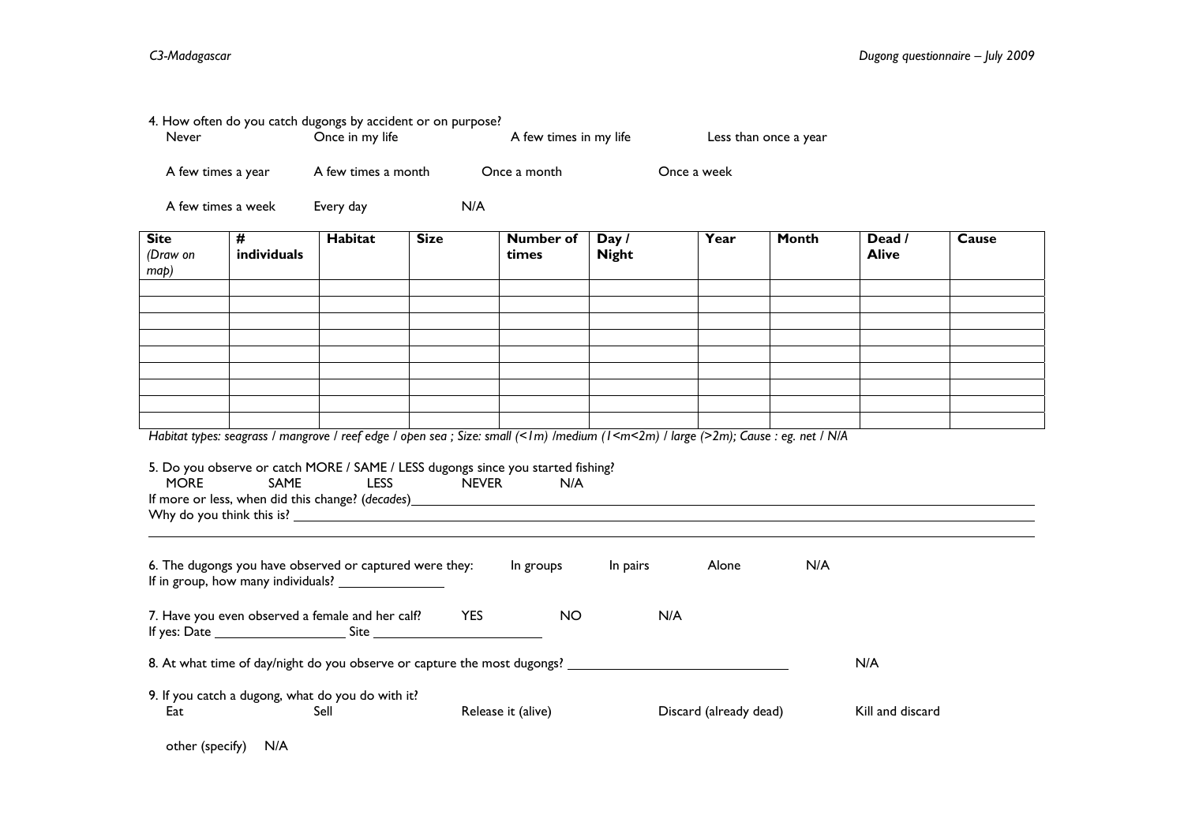4. How often do you catch dugongs by accident or on purpose?

Never    Once in my life    A few times in my life    Less than once a year

A few times a year    A few times a month    Once a month    Once a week

A few times a week    Every day    N/A

| **Site** *(Draw on map)* | **# individuals** | **Habitat** | **Size** | **Number of times** | **Day / Night** | **Year** | **Month** | **Dead / Alive** | **Cause** |
|---|---|---|---|---|---|---|---|---|---|
| | | | | | | | | | |
| | | | | | | | | | |
| | | | | | | | | | |
| | | | | | | | | | |
| | | | | | | | | | |
| | | | | | | | | | |
| | | | | | | | | | |
| | | | | | | | | | |
| | | | | | | | | | |

*Habitat types: seagrass / mangrove / reef edge / open sea ; Size: small (<1m) /medium (1<m<2m) / large (>2m); Cause : eg. net / N/A*

5. Do you observe or catch MORE / SAME / LESS dugongs since you started fishing?

MORE    SAME    LESS    NEVER    N/A

If more or less, when did this change? (*decades*)\_\_\_\_\_\_\_\_\_\_\_\_\_\_\_\_\_\_\_\_\_\_\_\_\_\_\_\_\_\_\_\_\_\_\_\_

Why do you think this is? \_\_\_\_\_\_\_\_\_\_\_\_\_\_\_\_\_\_\_\_\_\_\_\_\_\_\_\_\_\_\_\_\_\_\_\_\_\_\_\_\_\_\_\_\_\_\_\_

\_\_\_\_\_\_\_\_\_\_\_\_\_\_\_\_\_\_\_\_\_\_\_\_\_\_\_\_\_\_\_\_\_\_\_\_\_\_\_\_\_\_\_\_\_\_\_\_\_\_\_\_\_\_\_\_\_\_\_\_\_\_\_\_\_\_\_\_\_\_

6. The dugongs you have observed or captured were they:    In groups    In pairs    Alone    N/A

If in group, how many individuals? \_\_\_\_\_\_\_\_\_\_\_\_\_\_\_

7. Have you even observed a female and her calf?    YES    NO    N/A

If yes: Date \_\_\_\_\_\_\_\_\_\_\_\_\_\_\_\_\_\_\_ Site \_\_\_\_\_\_\_\_\_\_\_\_\_\_\_\_\_\_\_\_\_\_\_\_\_

8. At what time of day/night do you observe or capture the most dugongs? \_\_\_\_\_\_\_\_\_\_\_\_\_\_\_\_\_\_\_\_\_\_\_\_\_\_\_\_\_\_\_\_    N/A

9. If you catch a dugong, what do you do with it?

Eat    Sell    Release it (alive)    Discard (already dead)    Kill and discard

other (specify)    N/A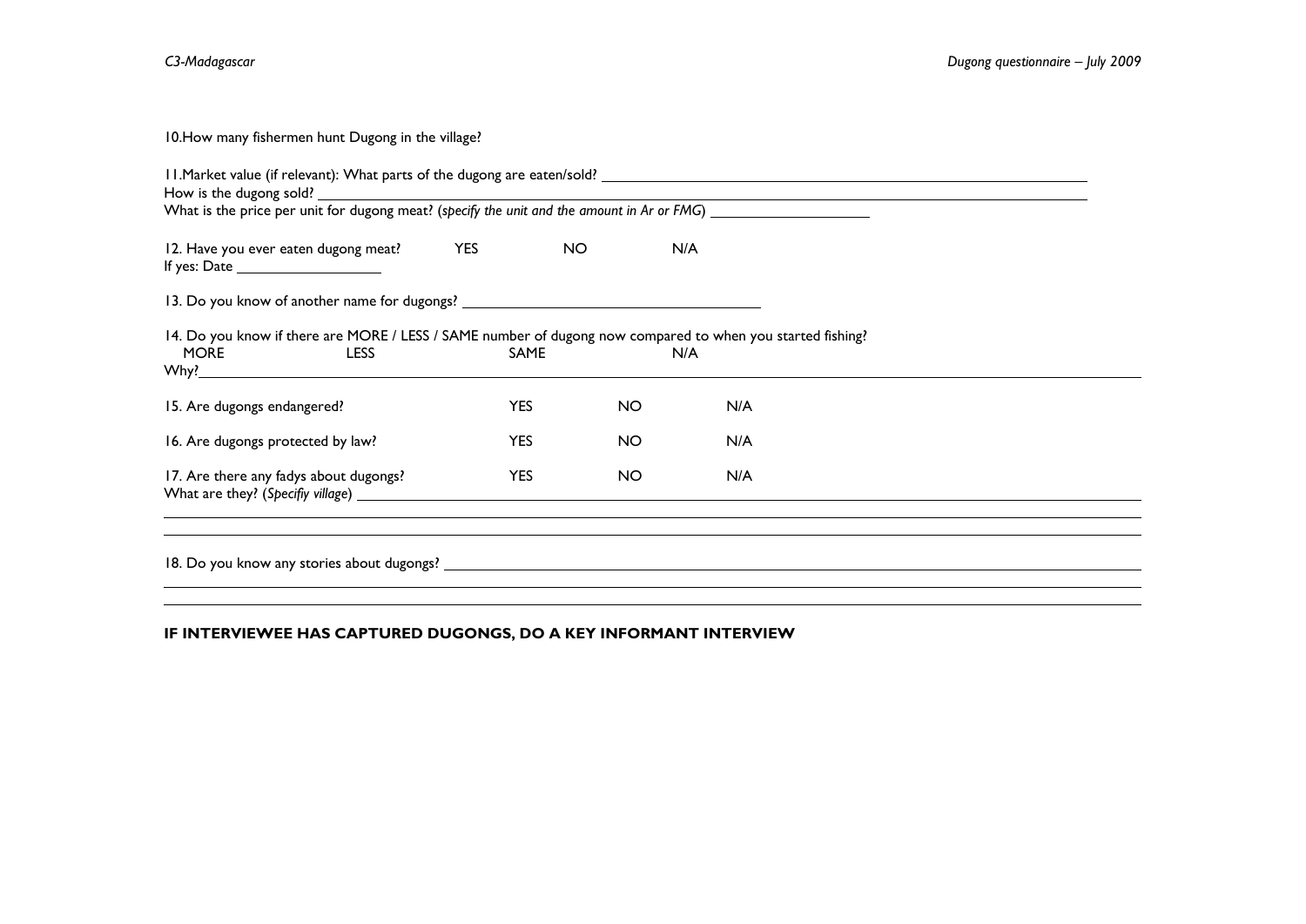10.How many fishermen hunt Dugong in the village?

11.Market value (if relevant): What parts of the dugong are eaten/sold? ____________________
How is the dugong sold? ____________________
What is the price per unit for dugong meat? (*specify the unit and the amount in Ar or FMG*) ____________________

12. Have you ever eaten dugong meat? YES NO N/A
If yes: Date ____________________

13. Do you know of another name for dugongs? ____________________

14. Do you know if there are MORE / LESS / SAME number of dugong now compared to when you started fishing?
MORE LESS SAME N/A
Why? ____________________

15. Are dugongs endangered? YES NO N/A

16. Are dugongs protected by law? YES NO N/A

17. Are there any fadys about dugongs? YES NO N/A
What are they? (*Specifiy village*) ____________________

18. Do you know any stories about dugongs? ____________________

**IF INTERVIEWEE HAS CAPTURED DUGONGS, DO A KEY INFORMANT INTERVIEW**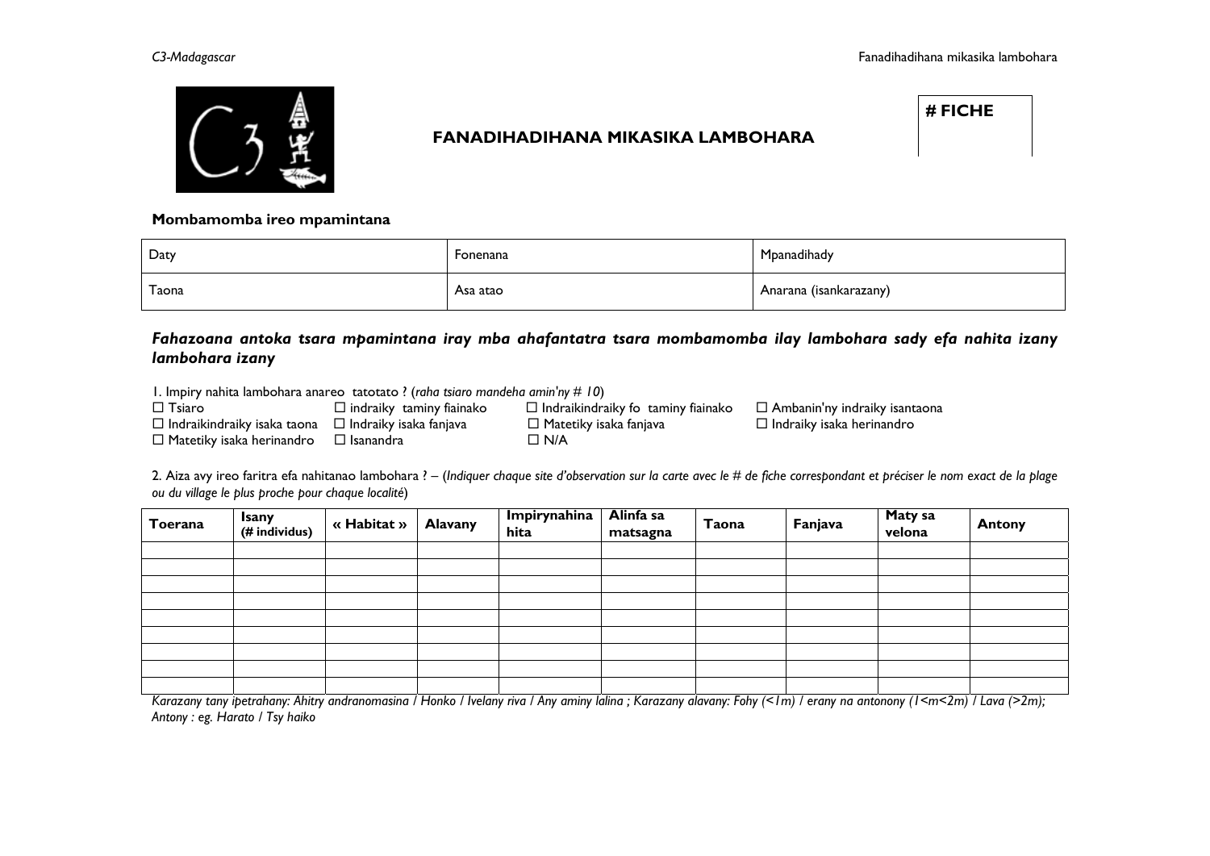# FANADIHADIHANA MIKASIKA LAMBOHARA

| # FICHE |
|---|
| |

**Mombamomba ireo mpamintana**

| Daty | Fonenana | Mpanadihady |
|---|---|---|
| Taona | Asa atao | Anarana (isankarazany) |

***Fahazoana antoka tsara mpamintana iray mba ahafantatra tsara mombamomba ilay lambohara sady efa nahita izany lambohara izany***

1. Impiry nahita lambohara anareo tatotato ? (*raha tsiaro mandeha amin'ny # 10*)

☐ Tsiaro ☐ indraiky taminy fiainako ☐ Indraikindraiky fo taminy fiainako ☐ Ambanin'ny indraiky isantaona
☐ Indraikindraiky isaka taona ☐ Indraiky isaka fanjava ☐ Matetiky isaka fanjava ☐ Indraiky isaka herinandro
☐ Matetiky isaka herinandro ☐ Isanandra ☐ N/A

2. Aiza avy ireo faritra efa nahitanao lambohara ? – (*Indiquer chaque site d'observation sur la carte avec le # de fiche correspondant et préciser le nom exact de la plage ou du village le plus proche pour chaque localité*)

| Toerana | Isany (# individus) | « Habitat » | Alavany | Impirynahina hita | Alinfa sa matsagna | Taona | Fanjava | Maty sa velona | Antony |
|---|---|---|---|---|---|---|---|---|---|
| | | | | | | | | | |
| | | | | | | | | | |
| | | | | | | | | | |
| | | | | | | | | | |
| | | | | | | | | | |
| | | | | | | | | | |
| | | | | | | | | | |
| | | | | | | | | | |
| | | | | | | | | | |

*Karazany tany ipetrahany: Ahitry andranomasina / Honko / Ivelany riva / Any aminy lalina ; Karazany alavany: Fohy (<1m) / erany na antonony (1<m<2m) / Lava (>2m); Antony : eg. Harato / Tsy haiko*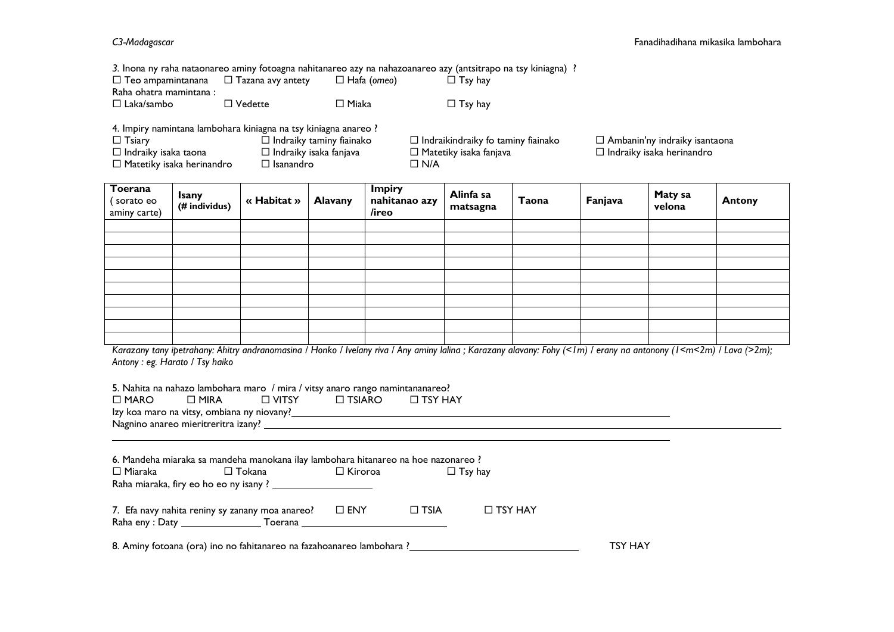3. Inona ny raha nataonareo aminy fotoagna nahitanareo azy na nahazoanareo azy (antsitrapo na tsy kiniagna) ?

☐ Teo ampamintanana ☐ Tazana avy antety ☐ Hafa (*omeo*) ☐ Tsy hay

Raha ohatra mamintana :

☐ Laka/sambo ☐ Vedette ☐ Miaka ☐ Tsy hay

4. Impiry namintana lambohara kiniagna na tsy kiniagna anareo ?

☐ Tsiary ☐ Indraiky taminy fiainako ☐ Indraikindraiky fo taminy fiainako ☐ Ambanin'ny indraiky isantaona
☐ Indraiky isaka taona ☐ Indraiky isaka fanjava ☐ Matetiky isaka fanjava ☐ Indraiky isaka herinandro
☐ Matetiky isaka herinandro ☐ Isanandro ☐ N/A

| **Toerana** ( sorato eo aminy carte) | **Isany (# individus)** | **« Habitat »** | **Alavany** | **Impiry nahitanao azy /ireo** | **Alinfa sa matsagna** | **Taona** | **Fanjava** | **Maty sa velona** | **Antony** |
|---|---|---|---|---|---|---|---|---|---|
| | | | | | | | | | |
| | | | | | | | | | |
| | | | | | | | | | |
| | | | | | | | | | |
| | | | | | | | | | |
| | | | | | | | | | |
| | | | | | | | | | |
| | | | | | | | | | |
| | | | | | | | | | |
| | | | | | | | | | |

*Karazany tany ipetrahany: Ahitry andranomasina / Honko / Ivelany riva / Any aminy lalina ; Karazany alavany: Fohy (<1m) / erany na antonony (1<m<2m) / Lava (>2m); Antony : eg. Harato / Tsy haiko*

5. Nahita na nahazo lambohara maro / mira / vitsy anaro rango namintananareo?

☐ MARO ☐ MIRA ☐ VITSY ☐ TSIARO ☐ TSY HAY

Izy koa maro na vitsy, ombiana ny niovany?________________________________

Nagnino anareo mieritreritra izany? ________________________________

________________________________

6. Mandeha miaraka sa mandeha manokana ilay lambohara hitanareo na hoe nazonareo ?

☐ Miaraka ☐ Tokana ☐ Kiroroa ☐ Tsy hay

Raha miaraka, firy eo ho eo ny isany ? ____________

7. Efa navy nahita reniny sy zanany moa anareo? ☐ ENY ☐ TSIA ☐ TSY HAY

Raha eny : Daty ____________ Toerana ____________________

8. Aminy fotoana (ora) ino no fahitanareo na fazahoanareo lambohara ?________________________ TSY HAY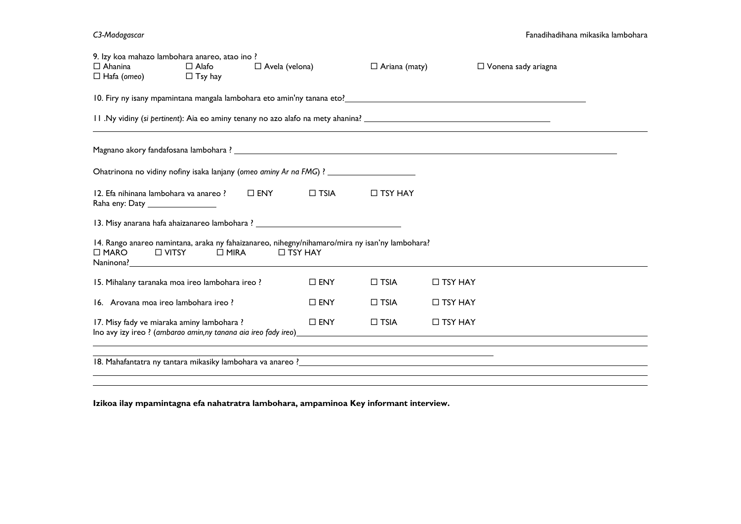9. Izy koa mahazo lambohara anareo, atao ino ?
☐ Ahanina ☐ Alafo ☐ Avela (velona) ☐ Ariana (maty) ☐ Vonena sady ariagna
☐ Hafa (*omeo*) ☐ Tsy hay

10. Firy ny isany mpamintana mangala lambohara eto amin'ny tanana eto?\_\_\_\_\_\_\_\_\_\_\_\_\_\_\_\_\_\_\_\_\_\_\_\_\_\_\_\_\_\_\_\_\_\_\_\_\_\_\_\_

11 .Ny vidiny (*si pertinent*): Aia eo aminy tenany no azo alafo na mety ahanina? \_\_\_\_\_\_\_\_\_\_\_\_\_\_\_\_\_\_\_\_\_\_\_\_\_\_\_\_\_\_\_\_\_\_\_

Magnano akory fandafosana lambohara ? \_\_\_\_\_\_\_\_\_\_\_\_\_\_\_\_\_\_\_\_\_\_\_\_\_\_\_\_\_\_\_\_\_\_\_\_\_\_\_\_\_\_\_\_\_\_\_\_\_\_\_\_\_\_\_\_\_\_\_\_\_\_\_\_\_\_\_\_\_\_

Ohatrinona no vidiny nofiny isaka lanjany (*omeo aminy Ar na FMG*) ? \_\_\_\_\_\_\_\_\_\_\_\_\_\_\_\_\_\_\_

12. Efa nihinana lambohara va anareo ? ☐ ENY ☐ TSIA ☐ TSY HAY
Raha eny: Daty \_\_\_\_\_\_\_\_\_\_\_\_\_\_\_

13. Misy anarana hafa ahaizanareo lambohara ? \_\_\_\_\_\_\_\_\_\_\_\_\_\_\_\_\_\_\_\_\_\_\_\_\_\_\_\_\_\_\_\_

14. Rango anareo namintana, araka ny fahaizanareo, nihegny/nihamaro/mira ny isan'ny lambohara?
☐ MARO ☐ VITSY ☐ MIRA ☐ TSY HAY
Naninona?\_\_\_\_\_\_\_\_\_\_\_\_\_\_\_\_\_\_\_\_\_\_\_\_\_\_\_\_\_\_\_\_\_\_\_\_\_\_\_\_\_\_\_\_\_\_\_\_\_\_\_\_\_\_\_\_\_\_\_\_\_\_\_\_\_\_\_\_\_\_\_\_\_\_\_\_\_\_\_\_\_\_\_\_\_\_\_\_\_\_\_\_\_\_\_\_\_\_\_\_

15. Mihalany taranaka moa ireo lambohara ireo ? ☐ ENY ☐ TSIA ☐ TSY HAY

16. Arovana moa ireo lambohara ireo ? ☐ ENY ☐ TSIA ☐ TSY HAY

17. Misy fady ve miaraka aminy lambohara ? ☐ ENY ☐ TSIA ☐ TSY HAY
Ino avy izy ireo ? (*ambarao amin,ny tanana aia ireo fady ireo*)\_\_\_\_\_\_\_\_\_\_\_\_\_\_\_\_\_\_\_\_\_\_\_\_\_\_\_\_\_\_\_\_\_\_\_\_\_\_\_\_\_\_\_\_\_\_\_\_\_\_\_\_\_\_\_\_

18. Mahafantatra ny tantara mikasiky lambohara va anareo ?\_\_\_\_\_\_\_\_\_\_\_\_\_\_\_\_\_\_\_\_\_\_\_\_\_\_\_\_\_\_\_\_\_\_\_\_\_\_\_\_\_\_\_\_\_\_\_\_\_\_\_\_\_\_\_\_\_\_\_\_

**Izikoa ilay mpamintagna efa nahatratra lambohara, ampaminoa Key informant interview.**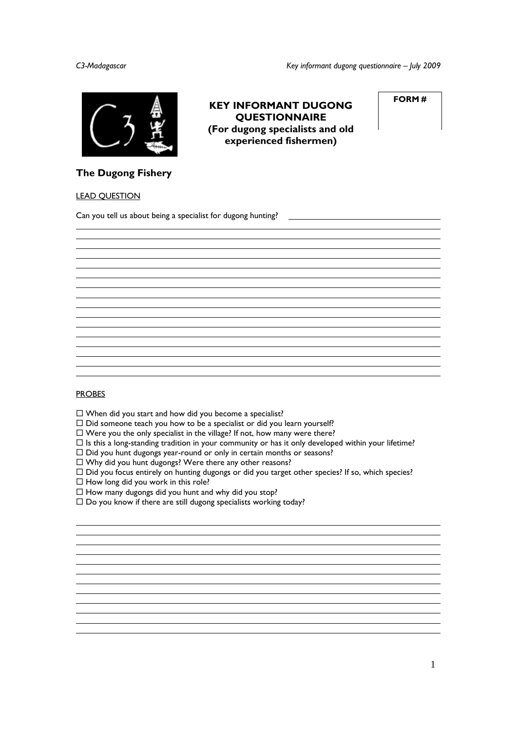# KEY INFORMANT DUGONG QUESTIONNAIRE
## (For dugong specialists and old experienced fishermen)

**FORM #**

## The Dugong Fishery

LEAD QUESTION

Can you tell us about being a specialist for dugong hunting?

PROBES

- ☐ When did you start and how did you become a specialist?
- ☐ Did someone teach you how to be a specialist or did you learn yourself?
- ☐ Were you the only specialist in the village? If not, how many were there?
- ☐ Is this a long-standing tradition in your community or has it only developed within your lifetime?
- ☐ Did you hunt dugongs year-round or only in certain months or seasons?
- ☐ Why did you hunt dugongs? Were there any other reasons?
- ☐ Did you focus entirely on hunting dugongs or did you target other species? If so, which species?
- ☐ How long did you work in this role?
- ☐ How many dugongs did you hunt and why did you stop?
- ☐ Do you know if there are still dugong specialists working today?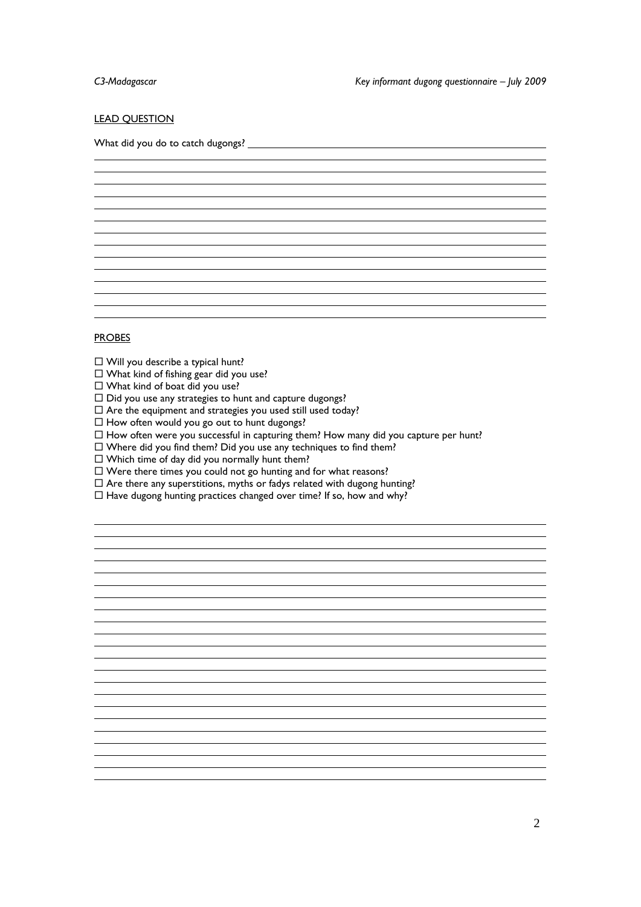LEAD QUESTION

What did you do to catch dugongs?

PROBES

- ☐ Will you describe a typical hunt?
- ☐ What kind of fishing gear did you use?
- ☐ What kind of boat did you use?
- ☐ Did you use any strategies to hunt and capture dugongs?
- ☐ Are the equipment and strategies you used still used today?
- ☐ How often would you go out to hunt dugongs?
- ☐ How often were you successful in capturing them? How many did you capture per hunt?
- ☐ Where did you find them? Did you use any techniques to find them?
- ☐ Which time of day did you normally hunt them?
- ☐ Were there times you could not go hunting and for what reasons?
- ☐ Are there any superstitions, myths or fadys related with dugong hunting?
- ☐ Have dugong hunting practices changed over time? If so, how and why?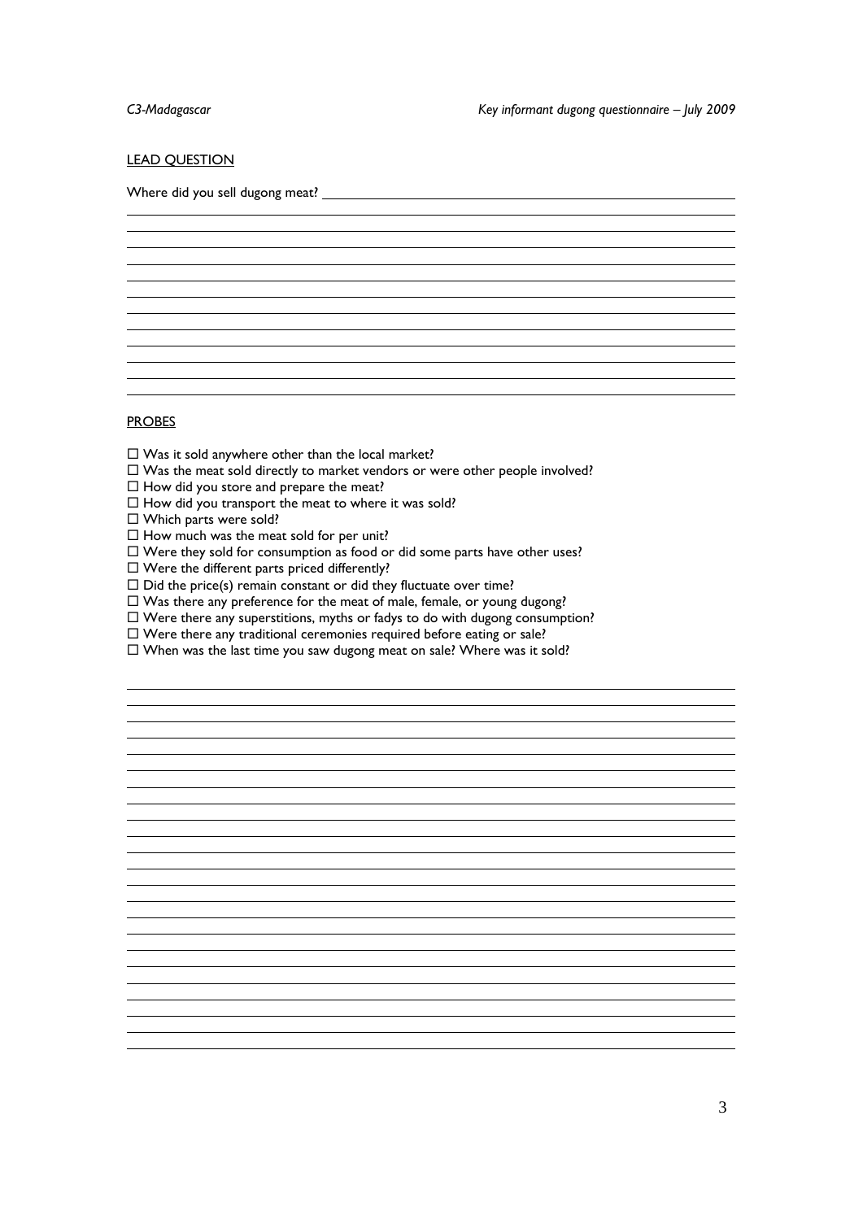## LEAD QUESTION

Where did you sell dugong meat? ____________________________________________

## PROBES

- ☐ Was it sold anywhere other than the local market?
- ☐ Was the meat sold directly to market vendors or were other people involved?
- ☐ How did you store and prepare the meat?
- ☐ How did you transport the meat to where it was sold?
- ☐ Which parts were sold?
- ☐ How much was the meat sold for per unit?
- ☐ Were they sold for consumption as food or did some parts have other uses?
- ☐ Were the different parts priced differently?
- ☐ Did the price(s) remain constant or did they fluctuate over time?
- ☐ Was there any preference for the meat of male, female, or young dugong?
- ☐ Were there any superstitions, myths or fadys to do with dugong consumption?
- ☐ Were there any traditional ceremonies required before eating or sale?
- ☐ When was the last time you saw dugong meat on sale? Where was it sold?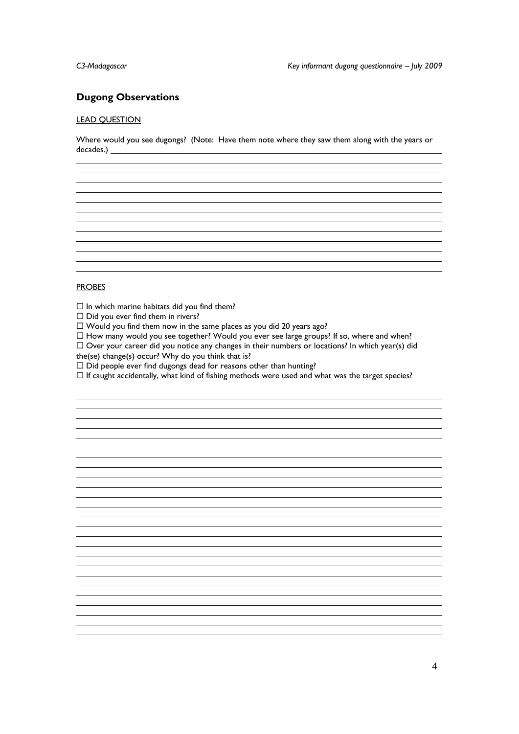## Dugong Observations

LEAD QUESTION

Where would you see dugongs? (Note: Have them note where they saw them along with the years or decades.)

PROBES

- ☐ In which marine habitats did you find them?
- ☐ Did you ever find them in rivers?
- ☐ Would you find them now in the same places as you did 20 years ago?
- ☐ How many would you see together? Would you ever see large groups? If so, where and when?
- ☐ Over your career did you notice any changes in their numbers or locations? In which year(s) did the(se) change(s) occur? Why do you think that is?
- ☐ Did people ever find dugongs dead for reasons other than hunting?
- ☐ If caught accidentally, what kind of fishing methods were used and what was the target species?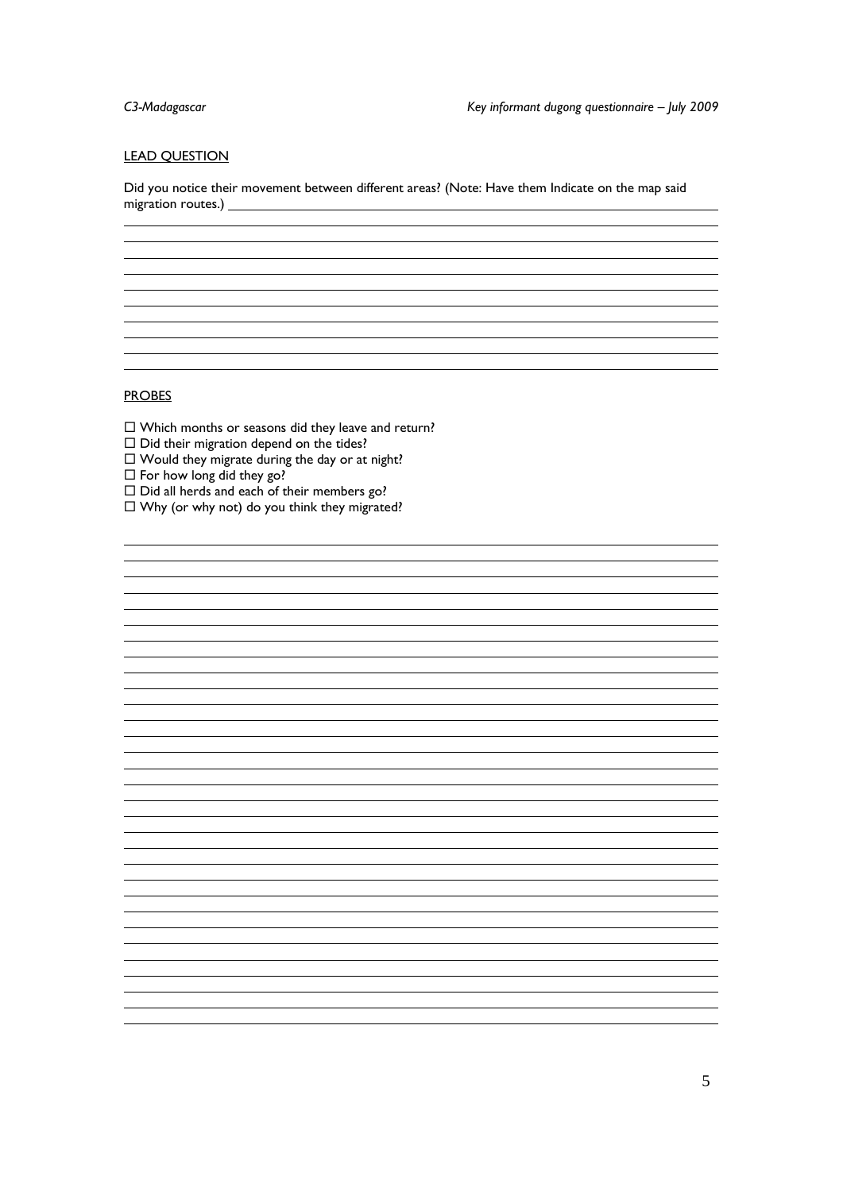LEAD QUESTION

Did you notice their movement between different areas? (Note: Have them Indicate on the map said migration routes.) \_\_\_\_\_\_\_\_\_\_\_\_\_\_\_\_\_\_\_\_\_\_\_\_\_\_\_\_\_\_\_\_\_\_\_\_\_\_\_\_\_\_\_\_\_\_\_\_\_\_\_\_\_\_\_\_\_\_

PROBES

- ☐ Which months or seasons did they leave and return?
- ☐ Did their migration depend on the tides?
- ☐ Would they migrate during the day or at night?
- ☐ For how long did they go?
- ☐ Did all herds and each of their members go?
- ☐ Why (or why not) do you think they migrated?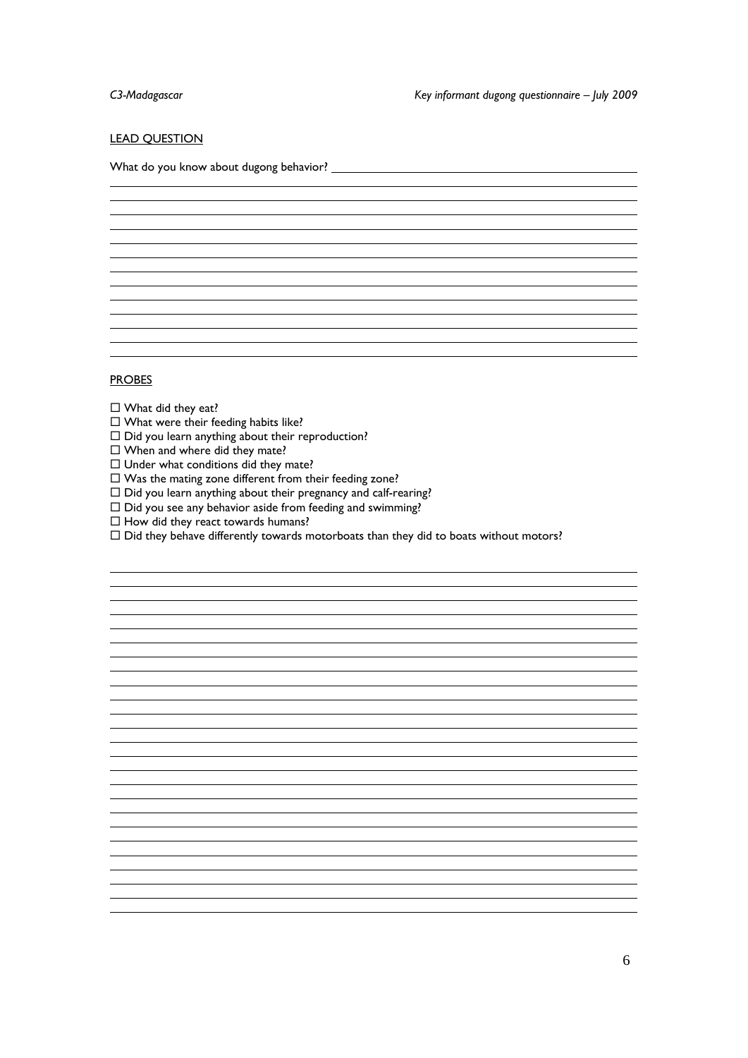LEAD QUESTION

What do you know about dugong behavior? \_\_\_\_\_\_\_\_\_\_\_\_\_\_\_\_\_\_\_\_\_\_\_\_\_\_\_\_\_\_\_\_\_\_\_\_\_\_\_\_

PROBES

- ☐ What did they eat?
- ☐ What were their feeding habits like?
- ☐ Did you learn anything about their reproduction?
- ☐ When and where did they mate?
- ☐ Under what conditions did they mate?
- ☐ Was the mating zone different from their feeding zone?
- ☐ Did you learn anything about their pregnancy and calf-rearing?
- ☐ Did you see any behavior aside from feeding and swimming?
- ☐ How did they react towards humans?
- ☐ Did they behave differently towards motorboats than they did to boats without motors?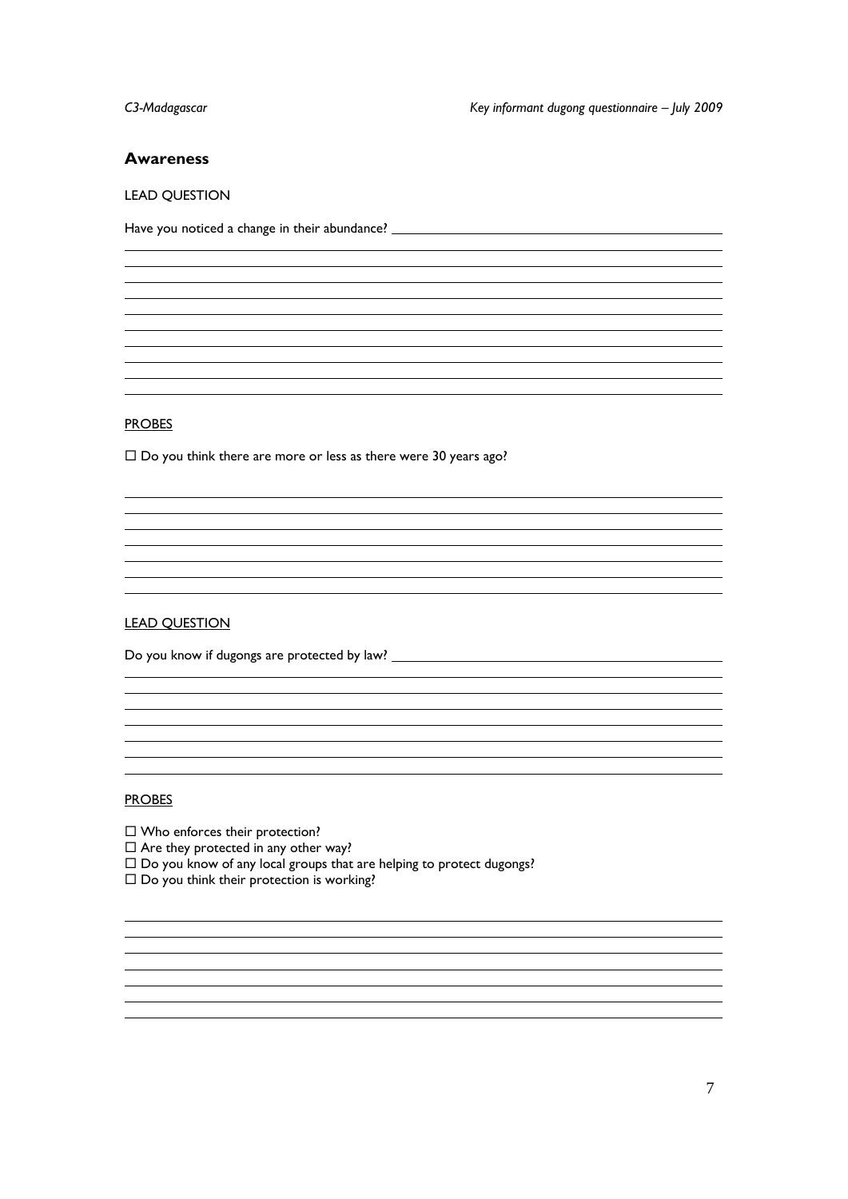## Awareness

LEAD QUESTION

Have you noticed a change in their abundance?

PROBES

☐ Do you think there are more or less as there were 30 years ago?

LEAD QUESTION

Do you know if dugongs are protected by law?

PROBES

☐ Who enforces their protection?
☐ Are they protected in any other way?
☐ Do you know of any local groups that are helping to protect dugongs?
☐ Do you think their protection is working?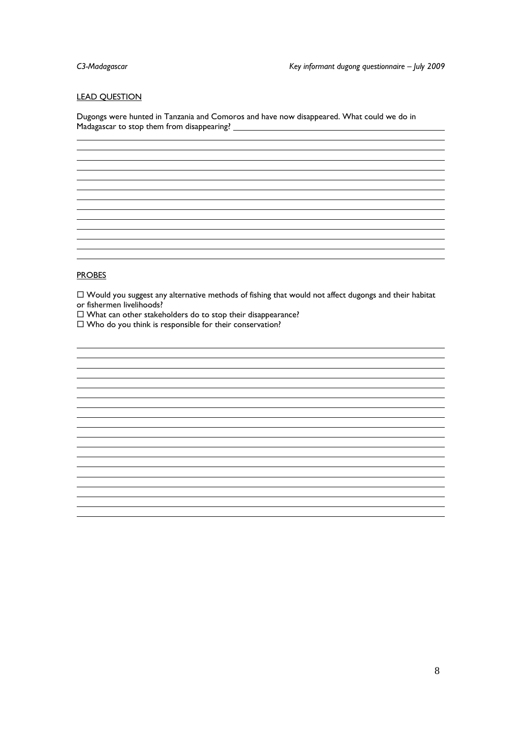LEAD QUESTION

Dugongs were hunted in Tanzania and Comoros and have now disappeared. What could we do in Madagascar to stop them from disappearing? ____________________________________________

PROBES

☐ Would you suggest any alternative methods of fishing that would not affect dugongs and their habitat or fishermen livelihoods?
☐ What can other stakeholders do to stop their disappearance?
☐ Who do you think is responsible for their conservation?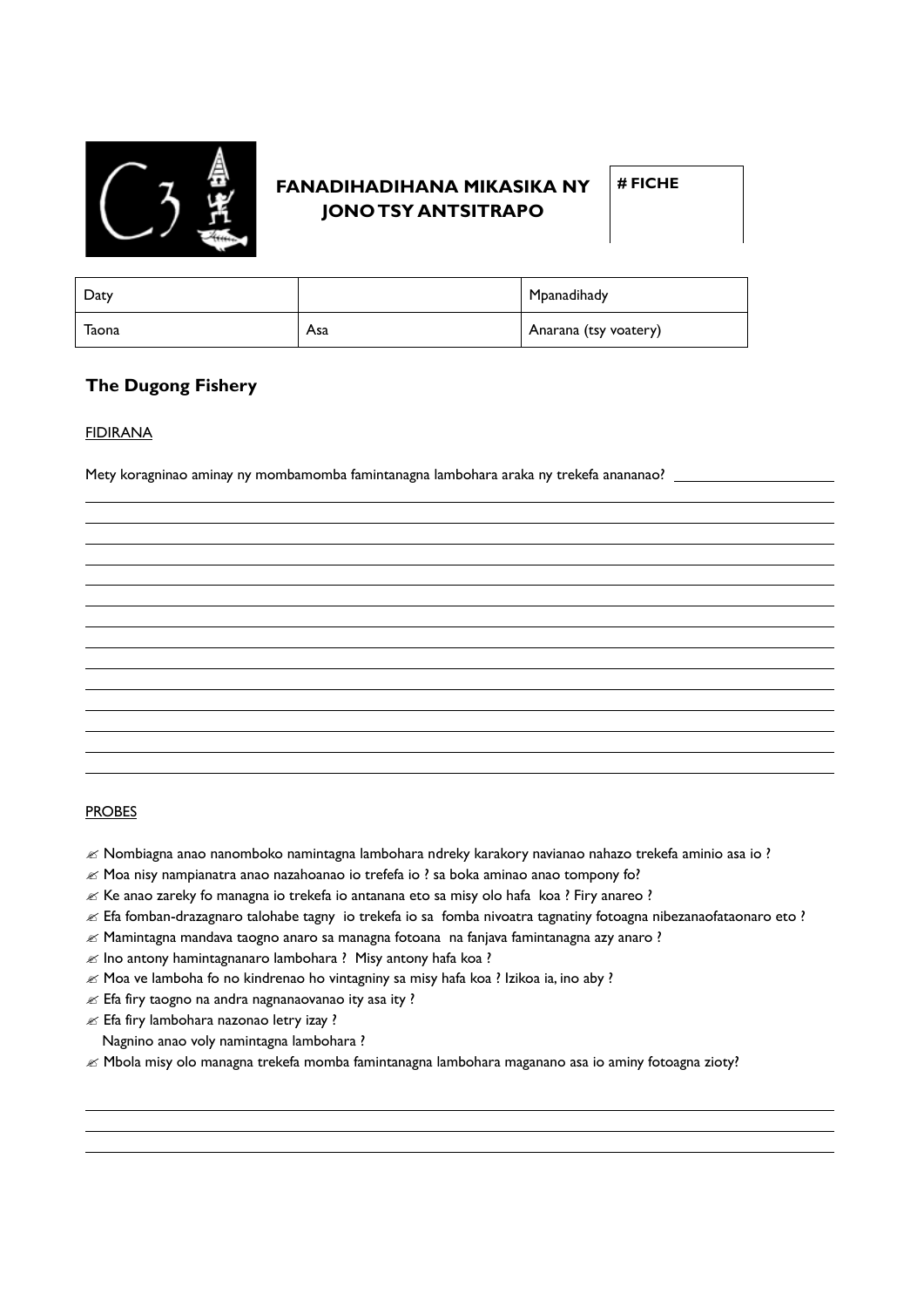# FANADIHADIHANA MIKASIKA NY JONO TSY ANTSITRAPO

| # FICHE |
|---|
| |

| Daty | | Mpanadihady |
|---|---|---|
| Taona | Asa | Anarana (tsy voatery) |

## The Dugong Fishery

FIDIRANA

Mety koragninao aminay ny mombamomba famintanagna lambohara araka ny trekefa anananao? \_\_\_\_\_\_\_\_\_\_\_\_\_\_\_\_\_\_\_\_

PROBES

- ✍ Nombiagna anao nanomboko namintagna lambohara ndreky karakory navianao nahazo trekefa aminio asa io ?
- ✍ Moa nisy nampianatra anao nazahoanao io trefefa io ? sa boka aminao anao tompony fo?
- ✍ Ke anao zareky fo managna io trekefa io antanana eto sa misy olo hafa koa ? Firy anareo ?
- ✍ Efa fomban-drazagnaro talohabe tagny io trekefa io sa fomba nivoatra tagnatiny fotoagna nibezanaofataonaro eto ?
- ✍ Mamintagna mandava taogno anaro sa managna fotoana na fanjava famintanagna azy anaro ?
- ✍ Ino antony hamintagnanaro lambohara ? Misy antony hafa koa ?
- ✍ Moa ve lamboha fo no kindrenao ho vintagniny sa misy hafa koa ? Izikoa ia, ino aby ?
- ✍ Efa firy taogno na andra nagnanaovanao ity asa ity ?
- ✍ Efa firy lambohara nazonao letry izay ?
  Nagnino anao voly namintagna lambohara ?
- ✍ Mbola misy olo managna trekefa momba famintanagna lambohara maganano asa io aminy fotoagna zioty?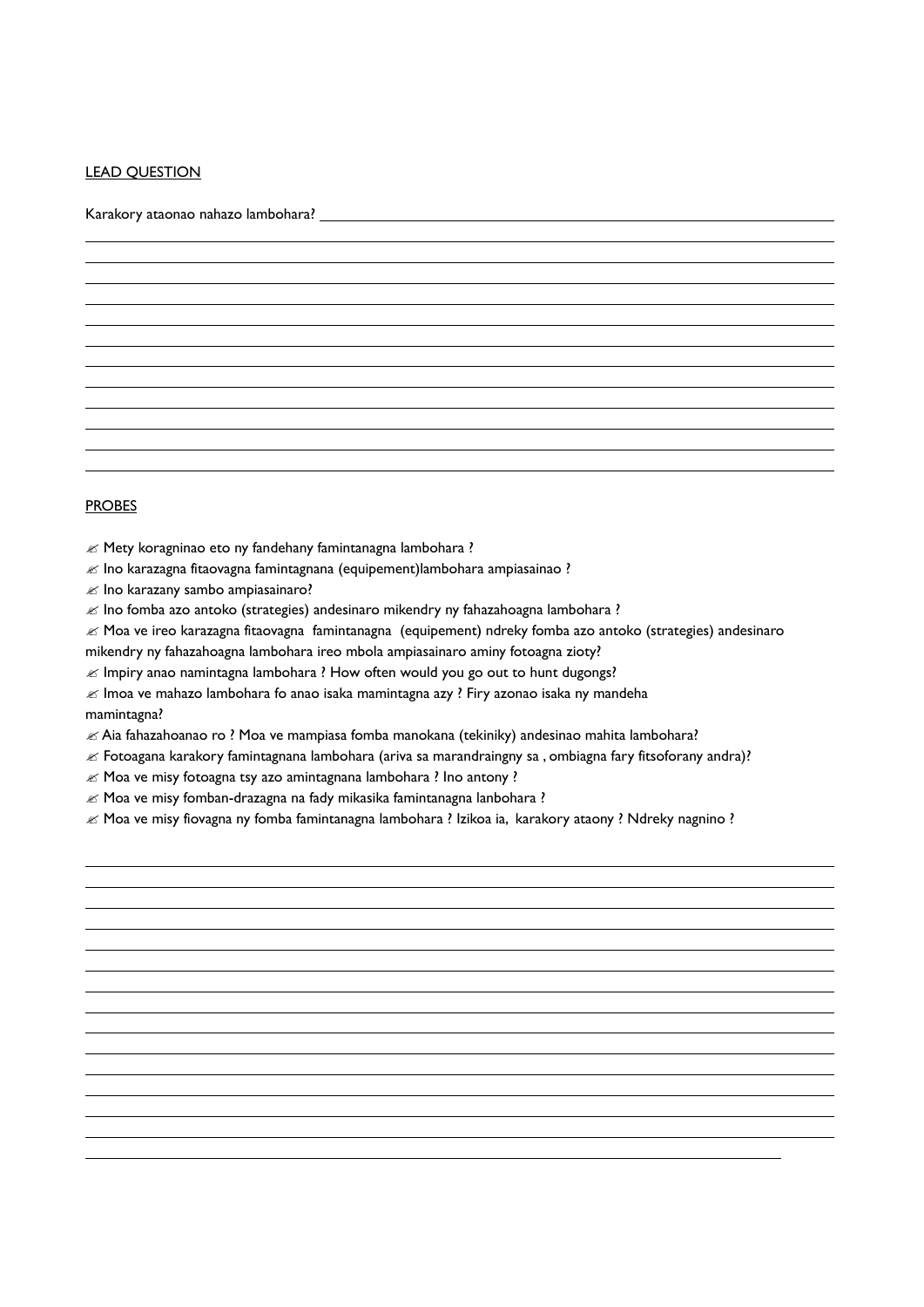LEAD QUESTION

Karakory ataonao nahazo lambohara? ______________________________________________

PROBES

- ✍ Mety koragninao eto ny fandehany famintanagna lambohara ?
- ✍ Ino karazagna fitaovagna famintagnana (equipement)lambohara ampiasainao ?
- ✍ Ino karazany sambo ampiasainaro?
- ✍ Ino fomba azo antoko (strategies) andesinaro mikendry ny fahazahoagna lambohara ?
- ✍ Moa ve ireo karazagna fitaovagna famintanagna (equipement) ndreky fomba azo antoko (strategies) andesinaro mikendry ny fahazahoagna lambohara ireo mbola ampiasainaro aminy fotoagna zioty?
- ✍ Impiry anao namintagna lambohara ? How often would you go out to hunt dugongs?
- ✍ Imoa ve mahazo lambohara fo anao isaka mamintagna azy ? Firy azonao isaka ny mandeha mamintagna?
- ✍ Aia fahazahoanao ro ? Moa ve mampiasa fomba manokana (tekiniky) andesinao mahita lambohara?
- ✍ Fotoagana karakory famintagnana lambohara (ariva sa marandraingny sa , ombiagna fary fitsoforany andra)?
- ✍ Moa ve misy fotoagna tsy azo amintagnana lambohara ? Ino antony ?
- ✍ Moa ve misy fomban-drazagna na fady mikasika famintanagna lanbohara ?
- ✍ Moa ve misy fiovagna ny fomba famintanagna lambohara ? Izikoa ia, karakory ataony ? Ndreky nagnino ?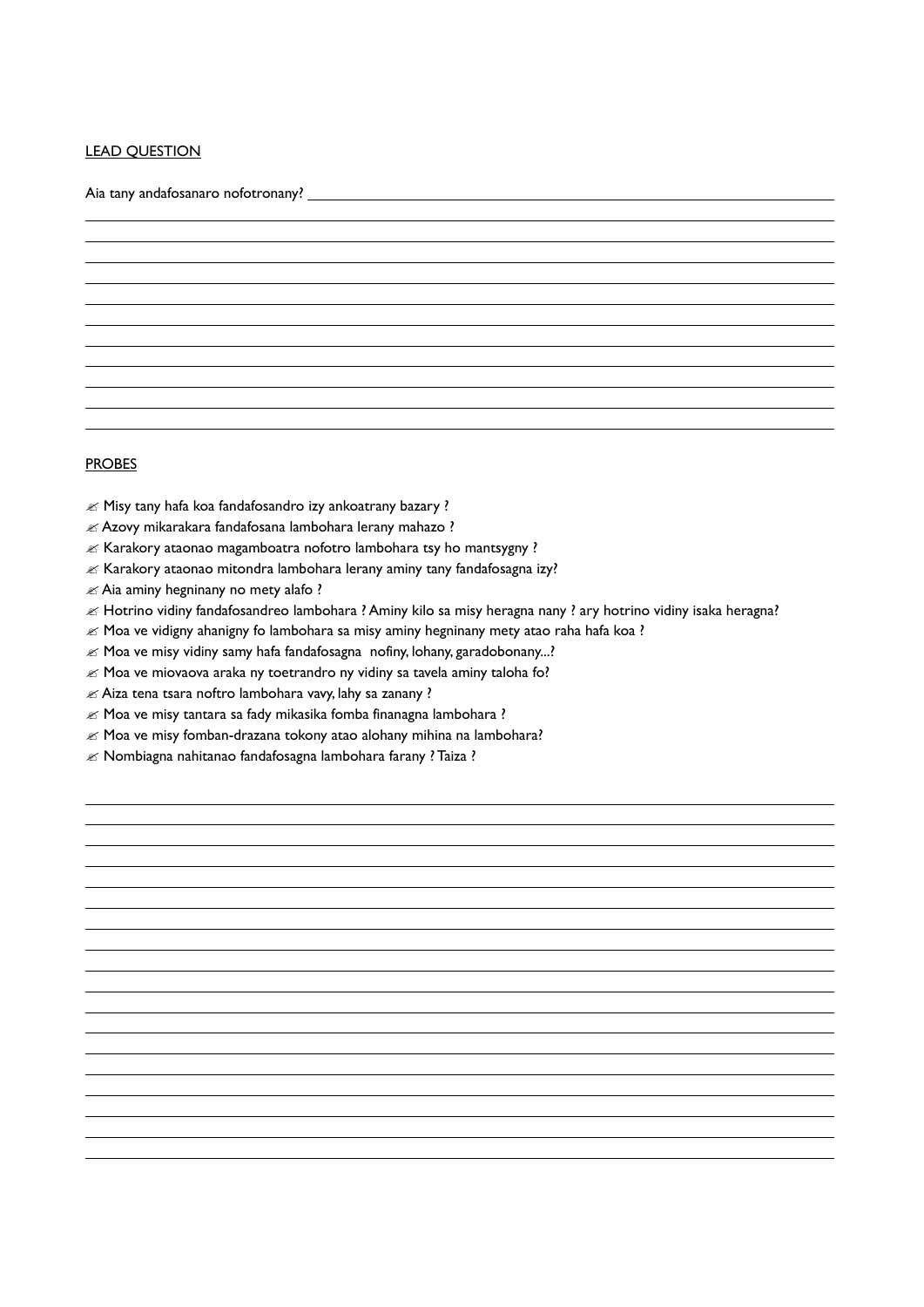LEAD QUESTION

Aia tany andafosanaro nofotronany? ______________________________

PROBES

- ✍ Misy tany hafa koa fandafosandro izy ankoatrany bazary ?
- ✍ Azovy mikarakara fandafosana lambohara lerany mahazo ?
- ✍ Karakory ataonao magamboatra nofotro lambohara tsy ho mantsygny ?
- ✍ Karakory ataonao mitondra lambohara lerany aminy tany fandafosagna izy?
- ✍ Aia aminy hegninany no mety alafo ?
- ✍ Hotrino vidiny fandafosandreo lambohara ? Aminy kilo sa misy heragna nany ? ary hotrino vidiny isaka heragna?
- ✍ Moa ve vidigny ahanigny fo lambohara sa misy aminy hegninany mety atao raha hafa koa ?
- ✍ Moa ve misy vidiny samy hafa fandafosagna nofiny, lohany, garadobonany...?
- ✍ Moa ve miovaova araka ny toetrandro ny vidiny sa tavela aminy taloha fo?
- ✍ Aiza tena tsara noftro lambohara vavy, lahy sa zanany ?
- ✍ Moa ve misy tantara sa fady mikasika fomba finanagna lambohara ?
- ✍ Moa ve misy fomban-drazana tokony atao alohany mihina na lambohara?
- ✍ Nombiagna nahitanao fandafosagna lambohara farany ? Taiza ?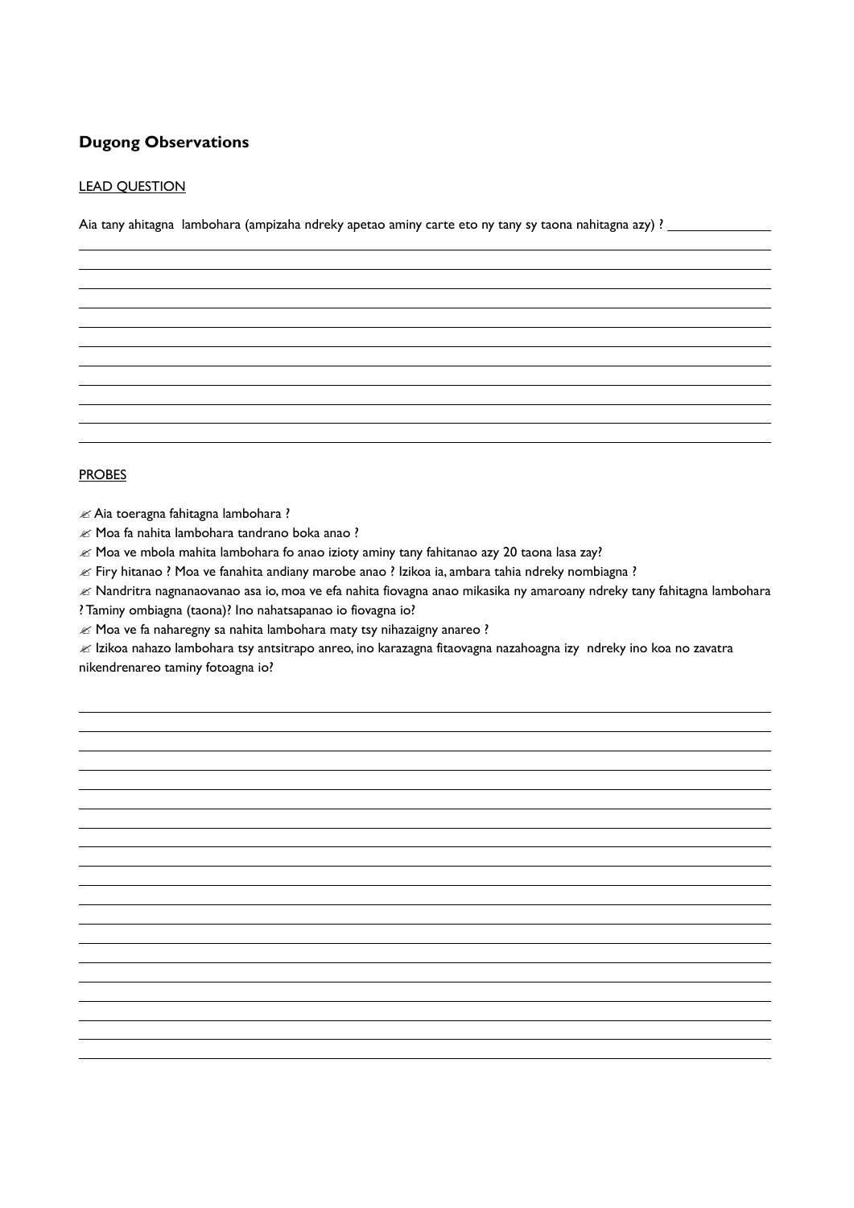## Dugong Observations

LEAD QUESTION

Aia tany ahitagna lambohara (ampizaha ndreky apetao aminy carte eto ny tany sy taona nahitagna azy) ? \_\_\_\_\_\_\_\_\_\_\_\_\_\_

PROBES

- ✍ Aia toeragna fahitagna lambohara ?
- ✍ Moa fa nahita lambohara tandrano boka anao ?
- ✍ Moa ve mbola mahita lambohara fo anao izioty aminy tany fahitanao azy 20 taona lasa zay?
- ✍ Firy hitanao ? Moa ve fanahita andiany marobe anao ? Izikoa ia, ambara tahia ndreky nombiagna ?
- ✍ Nandritra nagnanaovanao asa io, moa ve efa nahita fiovagna anao mikasika ny amaroany ndreky tany fahitagna lambohara ? Taminy ombiagna (taona)? Ino nahatsapanao io fiovagna io?
- ✍ Moa ve fa naharegny sa nahita lambohara maty tsy nihazaigny anareo ?
- ✍ Izikoa nahazo lambohara tsy antsitrapo anreo, ino karazagna fitaovagna nazahoagna izy ndreky ino koa no zavatra nikendrenareo taminy fotoagna io?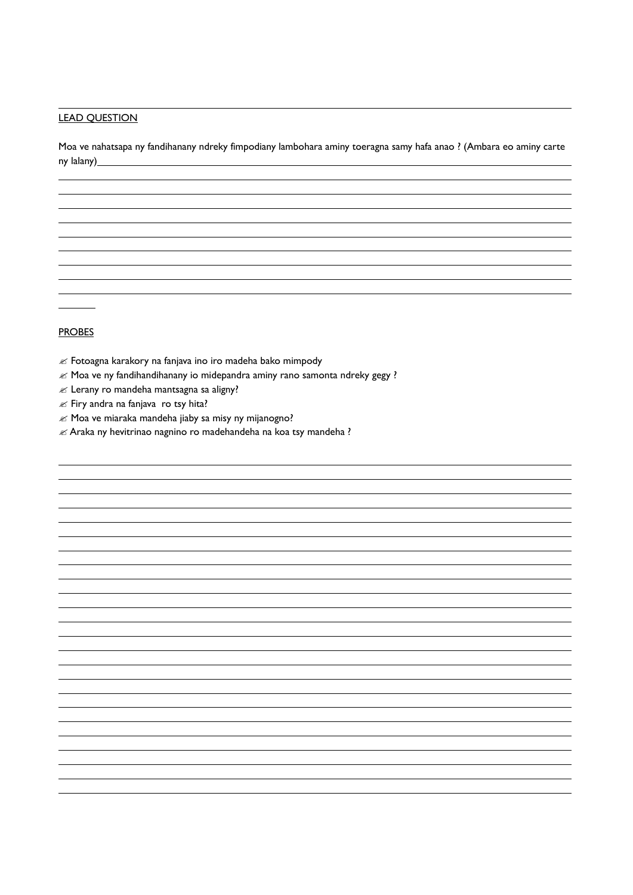LEAD QUESTION

Moa ve nahatsapa ny fandihanany ndreky fimpodiany lambohara aminy toeragna samy hafa anao ? (Ambara eo aminy carte ny lalany)

PROBES

- ✍ Fotoagna karakory na fanjava ino iro madeha bako mimpody
- ✍ Moa ve ny fandihandihanany io midepandra aminy rano samonta ndreky gegy ?
- ✍ Lerany ro mandeha mantsagna sa aligny?
- ✍ Firy andra na fanjava ro tsy hita?
- ✍ Moa ve miaraka mandeha jiaby sa misy ny mijanogno?
- ✍ Araka ny hevitrinao nagnino ro madehandeha na koa tsy mandeha ?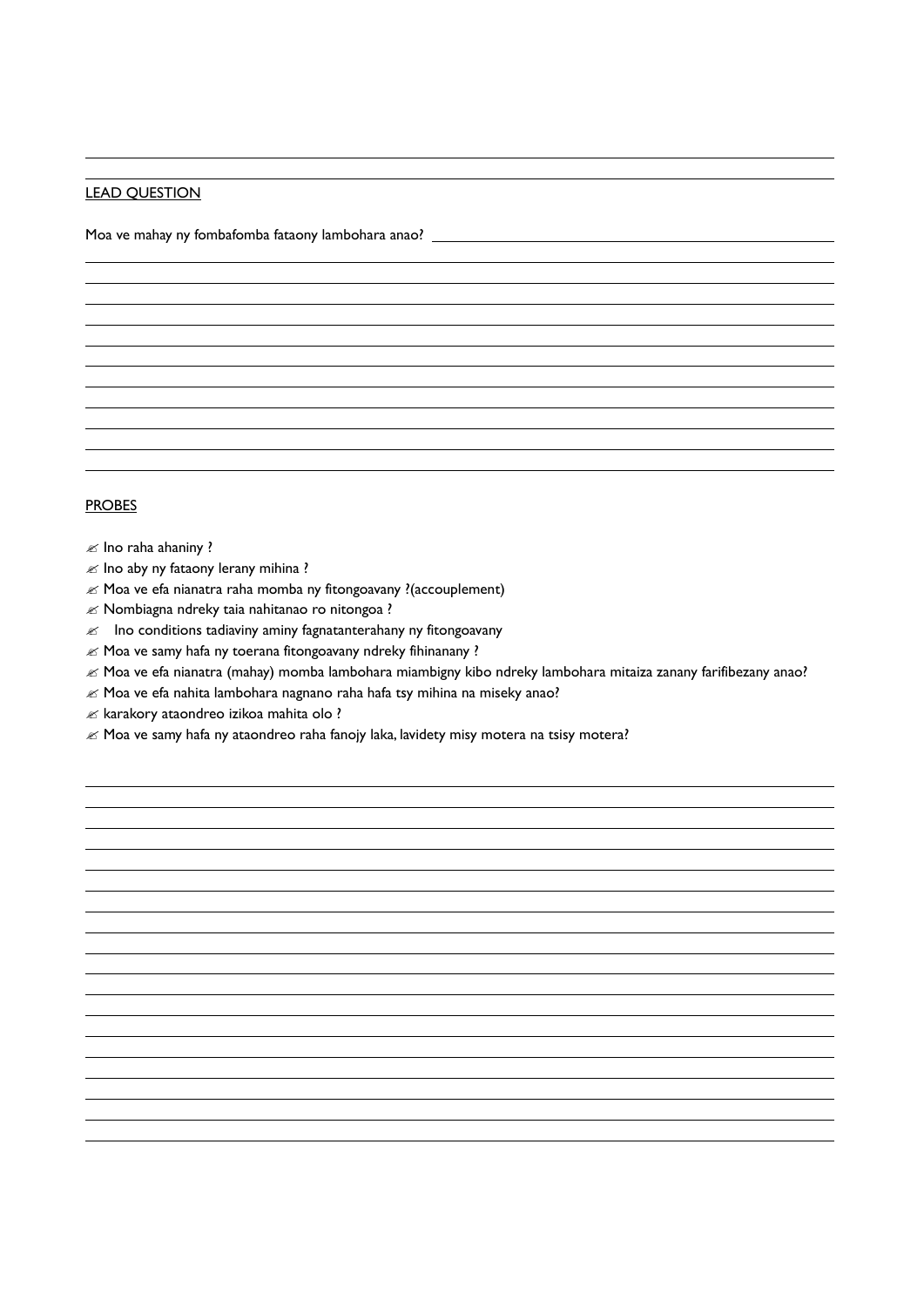LEAD QUESTION

Moa ve mahay ny fombafomba fataony lambohara anao?

PROBES

- ✍ Ino raha ahaniny ?
- ✍ Ino aby ny fataony lerany mihina ?
- ✍ Moa ve efa nianatra raha momba ny fitongoavany ?(accouplement)
- ✍ Nombiagna ndreky taia nahitanao ro nitongoa ?
- ✍ Ino conditions tadiaviny aminy fagnatanterahany ny fitongoavany
- ✍ Moa ve samy hafa ny toerana fitongoavany ndreky fihinanany ?
- ✍ Moa ve efa nianatra (mahay) momba lambohara miambigny kibo ndreky lambohara mitaiza zanany farifibezany anao?
- ✍ Moa ve efa nahita lambohara nagnano raha hafa tsy mihina na miseky anao?
- ✍ karakory ataondreo izikoa mahita olo ?
- ✍ Moa ve samy hafa ny ataondreo raha fanojy laka, lavidety misy motera na tsisy motera?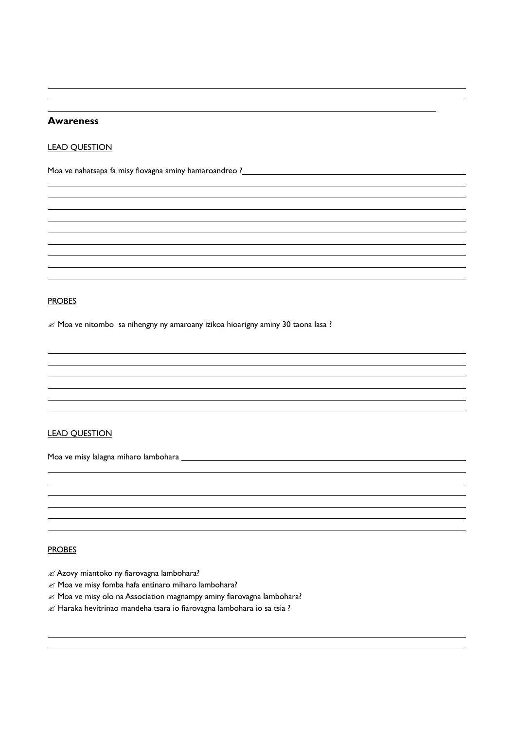## Awareness

LEAD QUESTION

Moa ve nahatsapa fa misy fiovagna aminy hamaroandreo ?

PROBES

- ✍ Moa ve nitombo sa nihengny ny amaroany izikoa hioarigny aminy 30 taona lasa ?

LEAD QUESTION

Moa ve misy lalagna miharo lambohara

PROBES

- ✍ Azovy miantoko ny fiarovagna lambohara?
- ✍ Moa ve misy fomba hafa entinaro miharo lambohara?
- ✍ Moa ve misy olo na Association magnampy aminy fiarovagna lambohara?
- ✍ Haraka hevitrinao mandeha tsara io fiarovagna lambohara io sa tsia ?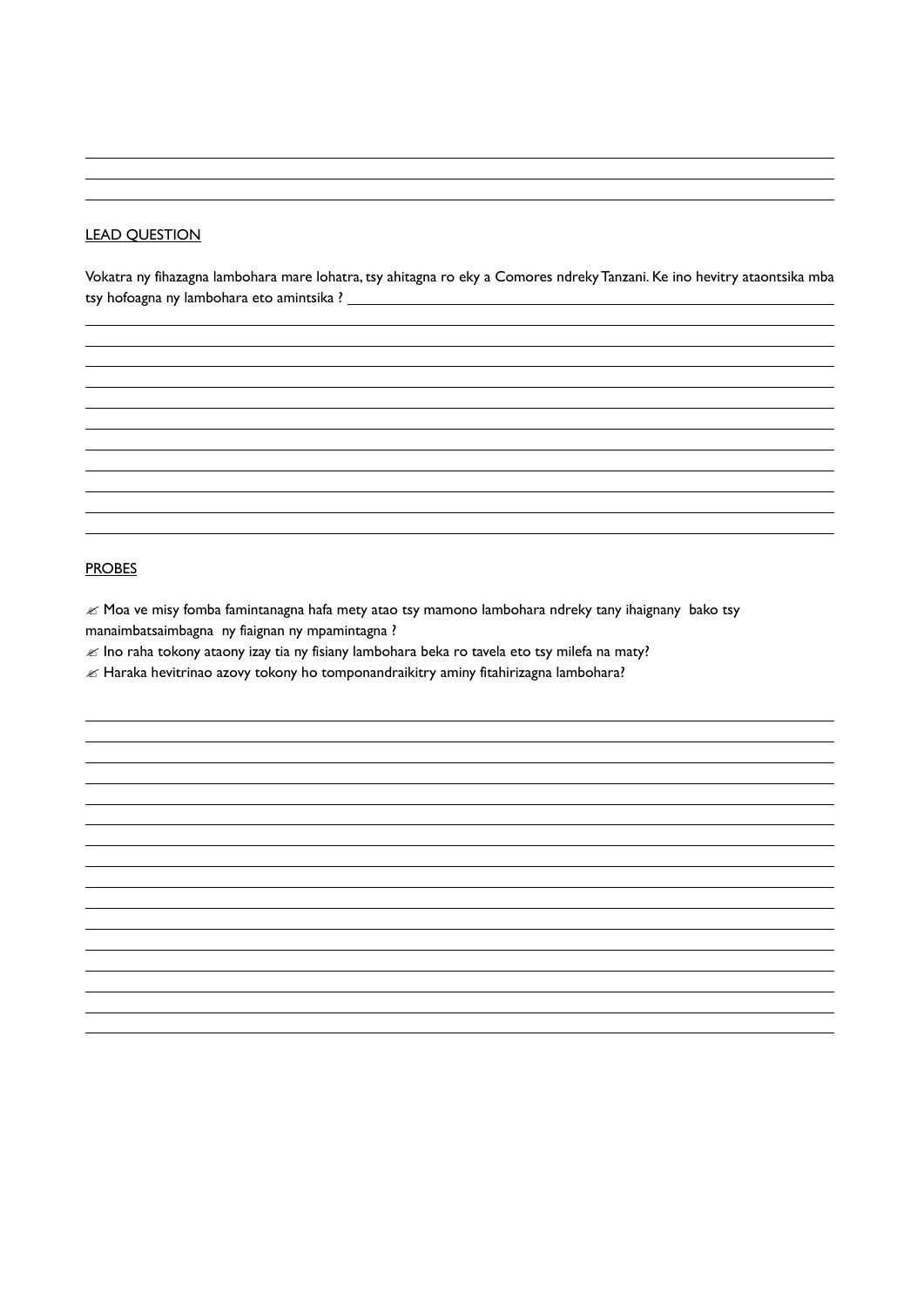LEAD QUESTION

Vokatra ny fihazagna lambohara mare lohatra, tsy ahitagna ro eky a Comores ndreky Tanzani. Ke ino hevitry ataontsika mba tsy hofoagna ny lambohara eto amintsika ?

PROBES

✍ Moa ve misy fomba famintanagna hafa mety atao tsy mamono lambohara ndreky tany ihaignany bako tsy manaimbatsaimbagna ny fiaignan ny mpamintagna ?

✍ Ino raha tokony ataony izay tia ny fisiany lambohara beka ro tavela eto tsy milefa na maty?

✍ Haraka hevitrinao azovy tokony ho tomponandraikitry aminy fitahirizagna lambohara?